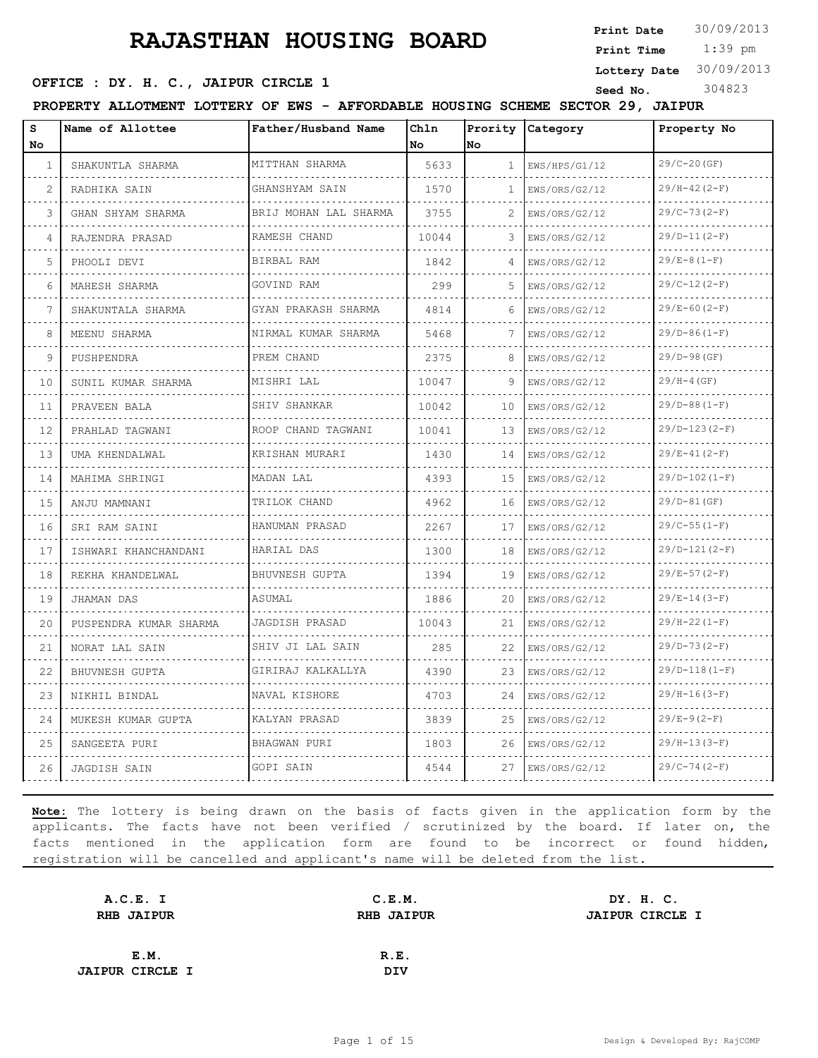# RAJASTHAN HOUSING BOARD

**Print Date** 30/09/2013
**Print Time** 1:39 pm
**Lottery Date** 30/09/2013
**Seed No.** 304823

**OFFICE : DY. H. C., JAIPUR CIRCLE 1**

**PROPERTY ALLOTMENT LOTTERY OF EWS - AFFORDABLE HOUSING SCHEME SECTOR 29, JAIPUR**

| S No | Name of Allottee | Father/Husband Name | Chln No | Prority No | Category | Property No |
|---|---|---|---|---|---|---|
| 1 | SHAKUNTLA SHARMA | MITTHAN SHARMA | 5633 | 1 | EWS/HPS/G1/12 | 29/C-20(GF) |
| 2 | RADHIKA SAIN | GHANSHYAM SAIN | 1570 | 1 | EWS/ORS/G2/12 | 29/H-42(2-F) |
| 3 | GHAN SHYAM SHARMA | BRIJ MOHAN LAL SHARMA | 3755 | 2 | EWS/ORS/G2/12 | 29/C-73(2-F) |
| 4 | RAJENDRA PRASAD | RAMESH CHAND | 10044 | 3 | EWS/ORS/G2/12 | 29/D-11(2-F) |
| 5 | PHOOLI DEVI | BIRBAL RAM | 1842 | 4 | EWS/ORS/G2/12 | 29/E-8(1-F) |
| 6 | MAHESH SHARMA | GOVIND RAM | 299 | 5 | EWS/ORS/G2/12 | 29/C-12(2-F) |
| 7 | SHAKUNTALA SHARMA | GYAN PRAKASH SHARMA | 4814 | 6 | EWS/ORS/G2/12 | 29/E-60(2-F) |
| 8 | MEENU SHARMA | NIRMAL KUMAR SHARMA | 5468 | 7 | EWS/ORS/G2/12 | 29/D-86(1-F) |
| 9 | PUSHPENDRA | PREM CHAND | 2375 | 8 | EWS/ORS/G2/12 | 29/D-98(GF) |
| 10 | SUNIL KUMAR SHARMA | MISHRI LAL | 10047 | 9 | EWS/ORS/G2/12 | 29/H-4(GF) |
| 11 | PRAVEEN BALA | SHIV SHANKAR | 10042 | 10 | EWS/ORS/G2/12 | 29/D-88(1-F) |
| 12 | PRAHLAD TAGWANI | ROOP CHAND TAGWANI | 10041 | 13 | EWS/ORS/G2/12 | 29/D-123(2-F) |
| 13 | UMA KHENDALWAL | KRISHAN MURARI | 1430 | 14 | EWS/ORS/G2/12 | 29/E-41(2-F) |
| 14 | MAHIMA SHRINGI | MADAN LAL | 4393 | 15 | EWS/ORS/G2/12 | 29/D-102(1-F) |
| 15 | ANJU MAMNANI | TRILOK CHAND | 4962 | 16 | EWS/ORS/G2/12 | 29/D-81(GF) |
| 16 | SRI RAM SAINI | HANUMAN PRASAD | 2267 | 17 | EWS/ORS/G2/12 | 29/C-55(1-F) |
| 17 | ISHWARI KHANCHANDANI | HARIAL DAS | 1300 | 18 | EWS/ORS/G2/12 | 29/D-121(2-F) |
| 18 | REKHA KHANDELWAL | BHUVNESH GUPTA | 1394 | 19 | EWS/ORS/G2/12 | 29/E-57(2-F) |
| 19 | JHAMAN DAS | ASUMAL | 1886 | 20 | EWS/ORS/G2/12 | 29/E-14(3-F) |
| 20 | PUSPENDRA KUMAR SHARMA | JAGDISH PRASAD | 10043 | 21 | EWS/ORS/G2/12 | 29/H-22(1-F) |
| 21 | NORAT LAL SAIN | SHIV JI LAL SAIN | 285 | 22 | EWS/ORS/G2/12 | 29/D-73(2-F) |
| 22 | BHUVNESH GUPTA | GIRIRAJ KALKALLYA | 4390 | 23 | EWS/ORS/G2/12 | 29/D-118(1-F) |
| 23 | NIKHIL BINDAL | NAVAL KISHORE | 4703 | 24 | EWS/ORS/G2/12 | 29/H-16(3-F) |
| 24 | MUKESH KUMAR GUPTA | KALYAN PRASAD | 3839 | 25 | EWS/ORS/G2/12 | 29/E-9(2-F) |
| 25 | SANGEETA PURI | BHAGWAN PURI | 1803 | 26 | EWS/ORS/G2/12 | 29/H-13(3-F) |
| 26 | JAGDISH SAIN | GOPI SAIN | 4544 | 27 | EWS/ORS/G2/12 | 29/C-74(2-F) |

**Note:** The lottery is being drawn on the basis of facts given in the application form by the applicants. The facts have not been verified / scrutinized by the board. If later on, the facts mentioned in the application form are found to be incorrect or found hidden, registration will be cancelled and applicant's name will be deleted from the list.

**A.C.E. I**
**RHB JAIPUR**

**C.E.M.**
**RHB JAIPUR**

**DY. H. C.**
**JAIPUR CIRCLE I**

**E.M.**
**JAIPUR CIRCLE I**

**R.E.**
**DIV**

Design & Developed By: RajCOMP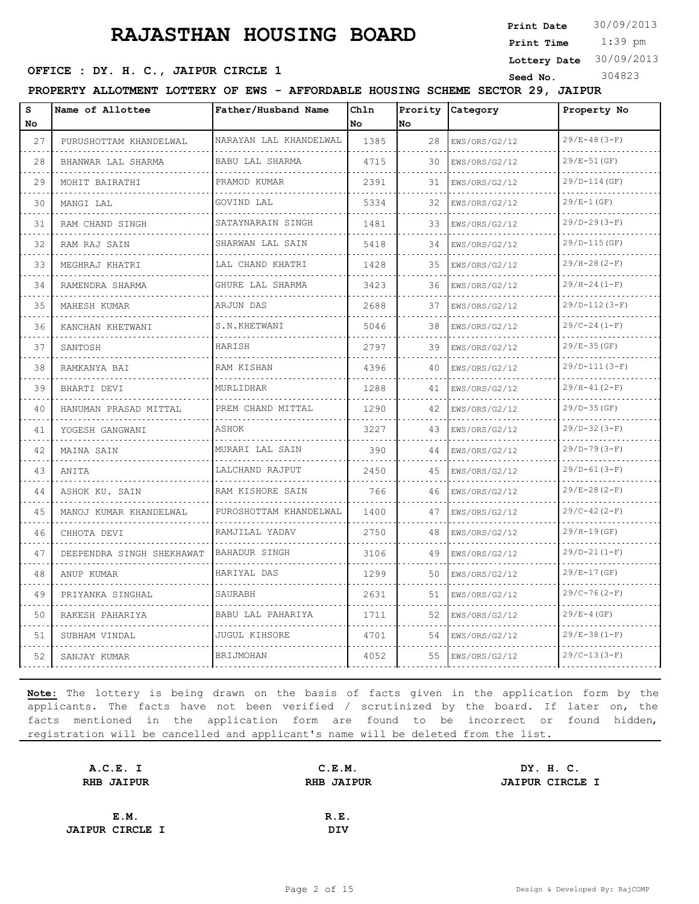# RAJASTHAN HOUSING BOARD

**Print Date** 30/09/2013
**Print Time** 1:39 pm
**Lottery Date** 30/09/2013
**Seed No.** 304823

**OFFICE : DY. H. C., JAIPUR CIRCLE 1**

**PROPERTY ALLOTMENT LOTTERY OF EWS - AFFORDABLE HOUSING SCHEME SECTOR 29, JAIPUR**

| S No | Name of Allottee | Father/Husband Name | Chln No | Prority No | Category | Property No |
|---|---|---|---|---|---|---|
| 27 | PURUSHOTTAM KHANDELWAL | NARAYAN LAL KHANDELWAL | 1385 | 28 | EWS/ORS/G2/12 | 29/E-48(3-F) |
| 28 | BHANWAR LAL SHARMA | BABU LAL SHARMA | 4715 | 30 | EWS/ORS/G2/12 | 29/E-51(GF) |
| 29 | MOHIT BAIRATHI | PRAMOD KUMAR | 2391 | 31 | EWS/ORS/G2/12 | 29/D-114(GF) |
| 30 | MANGI LAL | GOVIND LAL | 5334 | 32 | EWS/ORS/G2/12 | 29/E-1(GF) |
| 31 | RAM CHAND SINGH | SATAYNARAIN SINGH | 1481 | 33 | EWS/ORS/G2/12 | 29/D-29(3-F) |
| 32 | RAM RAJ SAIN | SHARWAN LAL SAIN | 5418 | 34 | EWS/ORS/G2/12 | 29/D-115(GF) |
| 33 | MEGHRAJ KHATRI | LAL CHAND KHATRI | 1428 | 35 | EWS/ORS/G2/12 | 29/H-28(2-F) |
| 34 | RAMENDRA SHARMA | GHURE LAL SHARMA | 3423 | 36 | EWS/ORS/G2/12 | 29/H-24(1-F) |
| 35 | MAHESH KUMAR | ARJUN DAS | 2688 | 37 | EWS/ORS/G2/12 | 29/D-112(3-F) |
| 36 | KANCHAN KHETWANI | S.N.KHETWANI | 5046 | 38 | EWS/ORS/G2/12 | 29/C-24(1-F) |
| 37 | SANTOSH | HARISH | 2797 | 39 | EWS/ORS/G2/12 | 29/E-35(GF) |
| 38 | RAMKANYA BAI | RAM KISHAN | 4396 | 40 | EWS/ORS/G2/12 | 29/D-111(3-F) |
| 39 | BHARTI DEVI | MURLIDHAR | 1288 | 41 | EWS/ORS/G2/12 | 29/H-41(2-F) |
| 40 | HANUMAN PRASAD MITTAL | PREM CHAND MITTAL | 1290 | 42 | EWS/ORS/G2/12 | 29/D-35(GF) |
| 41 | YOGESH GANGWANI | ASHOK | 3227 | 43 | EWS/ORS/G2/12 | 29/D-32(3-F) |
| 42 | MAINA SAIN | MURARI LAL SAIN | 390 | 44 | EWS/ORS/G2/12 | 29/D-79(3-F) |
| 43 | ANITA | LALCHAND RAJPUT | 2450 | 45 | EWS/ORS/G2/12 | 29/D-61(3-F) |
| 44 | ASHOK KU. SAIN | RAM KISHORE SAIN | 766 | 46 | EWS/ORS/G2/12 | 29/E-28(2-F) |
| 45 | MANOJ KUMAR KHANDELWAL | PUROSHOTTAM KHANDELWAL | 1400 | 47 | EWS/ORS/G2/12 | 29/C-42(2-F) |
| 46 | CHHOTA DEVI | RAMJILAL YADAV | 2750 | 48 | EWS/ORS/G2/12 | 29/H-19(GF) |
| 47 | DEEPENDRA SINGH SHEKHAWAT | BAHADUR SINGH | 3106 | 49 | EWS/ORS/G2/12 | 29/D-21(1-F) |
| 48 | ANUP KUMAR | HARIYAL DAS | 1299 | 50 | EWS/ORS/G2/12 | 29/E-17(GF) |
| 49 | PRIYANKA SINGHAL | SAURABH | 2631 | 51 | EWS/ORS/G2/12 | 29/C-76(2-F) |
| 50 | RAKESH PAHARIYA | BABU LAL PAHARIYA | 1711 | 52 | EWS/ORS/G2/12 | 29/E-4(GF) |
| 51 | SUBHAM VINDAL | JUGUL KIHSORE | 4701 | 54 | EWS/ORS/G2/12 | 29/E-38(1-F) |
| 52 | SANJAY KUMAR | BRIJMOHAN | 4052 | 55 | EWS/ORS/G2/12 | 29/C-13(3-F) |

**Note:** The lottery is being drawn on the basis of facts given in the application form by the applicants. The facts have not been verified / scrutinized by the board. If later on, the facts mentioned in the application form are found to be incorrect or found hidden, registration will be cancelled and applicant's name will be deleted from the list.

| **A.C.E. I** | **C.E.M.** | **DY. H. C.** |
|---|---|---|
| **RHB JAIPUR** | **RHB JAIPUR** | **JAIPUR CIRCLE I** |
| **E.M.** | **R.E.** | |
| **JAIPUR CIRCLE I** | **DIV** | |

Design & Developed By: RajCOMP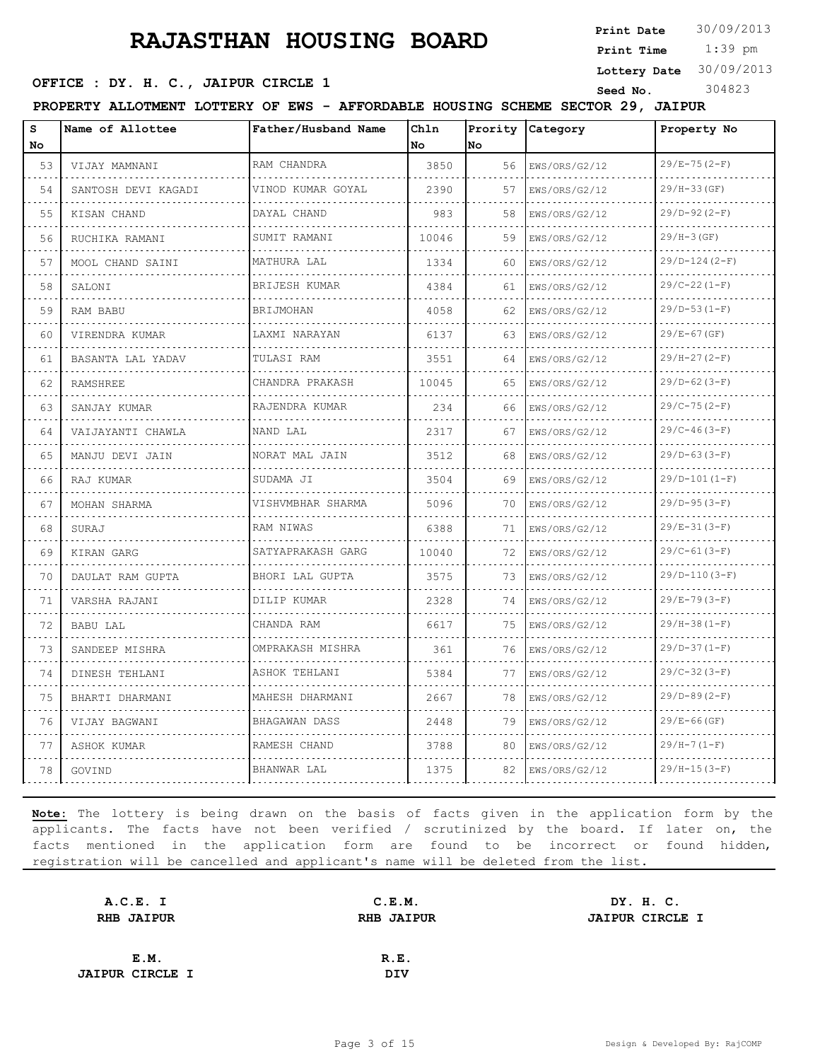# RAJASTHAN HOUSING BOARD

**Print Date** 30/09/2013
**Print Time** 1:39 pm
**Lottery Date** 30/09/2013
**Seed No.** 304823

**OFFICE : DY. H. C., JAIPUR CIRCLE 1**

**PROPERTY ALLOTMENT LOTTERY OF EWS - AFFORDABLE HOUSING SCHEME SECTOR 29, JAIPUR**

| S No | Name of Allottee | Father/Husband Name | Chln No | Prority No | Category | Property No |
|---|---|---|---|---|---|---|
| 53 | VIJAY MAMNANI | RAM CHANDRA | 3850 | 56 | EWS/ORS/G2/12 | 29/E-75(2-F) |
| 54 | SANTOSH DEVI KAGADI | VINOD KUMAR GOYAL | 2390 | 57 | EWS/ORS/G2/12 | 29/H-33(GF) |
| 55 | KISAN CHAND | DAYAL CHAND | 983 | 58 | EWS/ORS/G2/12 | 29/D-92(2-F) |
| 56 | RUCHIKA RAMANI | SUMIT RAMANI | 10046 | 59 | EWS/ORS/G2/12 | 29/H-3(GF) |
| 57 | MOOL CHAND SAINI | MATHURA LAL | 1334 | 60 | EWS/ORS/G2/12 | 29/D-124(2-F) |
| 58 | SALONI | BRIJESH KUMAR | 4384 | 61 | EWS/ORS/G2/12 | 29/C-22(1-F) |
| 59 | RAM BABU | BRIJMOHAN | 4058 | 62 | EWS/ORS/G2/12 | 29/D-53(1-F) |
| 60 | VIRENDRA KUMAR | LAXMI NARAYAN | 6137 | 63 | EWS/ORS/G2/12 | 29/E-67(GF) |
| 61 | BASANTA LAL YADAV | TULASI RAM | 3551 | 64 | EWS/ORS/G2/12 | 29/H-27(2-F) |
| 62 | RAMSHREE | CHANDRA PRAKASH | 10045 | 65 | EWS/ORS/G2/12 | 29/D-62(3-F) |
| 63 | SANJAY KUMAR | RAJENDRA KUMAR | 234 | 66 | EWS/ORS/G2/12 | 29/C-75(2-F) |
| 64 | VAIJAYANTI CHAWLA | NAND LAL | 2317 | 67 | EWS/ORS/G2/12 | 29/C-46(3-F) |
| 65 | MANJU DEVI JAIN | NORAT MAL JAIN | 3512 | 68 | EWS/ORS/G2/12 | 29/D-63(3-F) |
| 66 | RAJ KUMAR | SUDAMA JI | 3504 | 69 | EWS/ORS/G2/12 | 29/D-101(1-F) |
| 67 | MOHAN SHARMA | VISHVMBHAR SHARMA | 5096 | 70 | EWS/ORS/G2/12 | 29/D-95(3-F) |
| 68 | SURAJ | RAM NIWAS | 6388 | 71 | EWS/ORS/G2/12 | 29/E-31(3-F) |
| 69 | KIRAN GARG | SATYAPRAKASH GARG | 10040 | 72 | EWS/ORS/G2/12 | 29/C-61(3-F) |
| 70 | DAULAT RAM GUPTA | BHORI LAL GUPTA | 3575 | 73 | EWS/ORS/G2/12 | 29/D-110(3-F) |
| 71 | VARSHA RAJANI | DILIP KUMAR | 2328 | 74 | EWS/ORS/G2/12 | 29/E-79(3-F) |
| 72 | BABU LAL | CHANDA RAM | 6617 | 75 | EWS/ORS/G2/12 | 29/H-38(1-F) |
| 73 | SANDEEP MISHRA | OMPRAKASH MISHRA | 361 | 76 | EWS/ORS/G2/12 | 29/D-37(1-F) |
| 74 | DINESH TEHLANI | ASHOK TEHLANI | 5384 | 77 | EWS/ORS/G2/12 | 29/C-32(3-F) |
| 75 | BHARTI DHARMANI | MAHESH DHARMANI | 2667 | 78 | EWS/ORS/G2/12 | 29/D-89(2-F) |
| 76 | VIJAY BAGWANI | BHAGAWAN DASS | 2448 | 79 | EWS/ORS/G2/12 | 29/E-66(GF) |
| 77 | ASHOK KUMAR | RAMESH CHAND | 3788 | 80 | EWS/ORS/G2/12 | 29/H-7(1-F) |
| 78 | GOVIND | BHANWAR LAL | 1375 | 82 | EWS/ORS/G2/12 | 29/H-15(3-F) |

**Note:** The lottery is being drawn on the basis of facts given in the application form by the applicants. The facts have not been verified / scrutinized by the board. If later on, the facts mentioned in the application form are found to be incorrect or found hidden, registration will be cancelled and applicant's name will be deleted from the list.

**A.C.E. I**
**RHB JAIPUR**

**C.E.M.**
**RHB JAIPUR**

**DY. H. C.**
**JAIPUR CIRCLE I**

**E.M.**
**JAIPUR CIRCLE I**

**R.E.**
**DIV**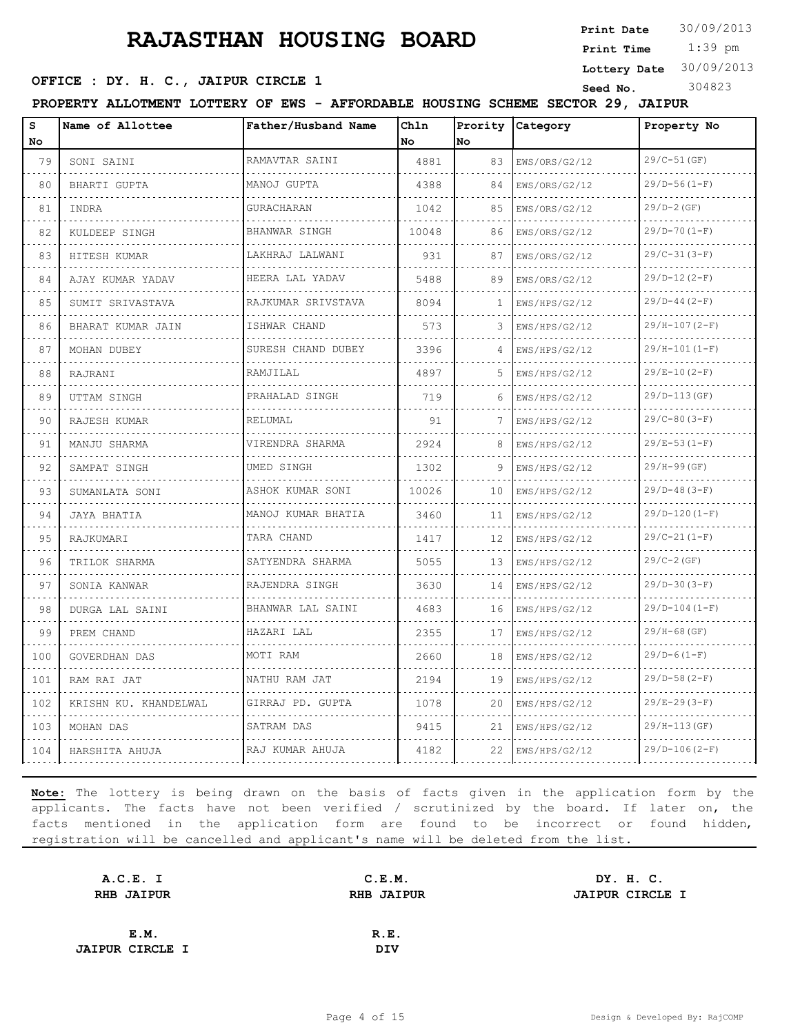# RAJASTHAN HOUSING BOARD

**Print Date** 30/09/2013
**Print Time** 1:39 pm
**Lottery Date** 30/09/2013
**Seed No.** 304823

**OFFICE : DY. H. C., JAIPUR CIRCLE 1**

**PROPERTY ALLOTMENT LOTTERY OF EWS - AFFORDABLE HOUSING SCHEME SECTOR 29, JAIPUR**

| S No | Name of Allottee | Father/Husband Name | Chln No | Prority No | Category | Property No |
|---|---|---|---|---|---|---|
| 79 | SONI SAINI | RAMAVTAR SAINI | 4881 | 83 | EWS/ORS/G2/12 | 29/C-51(GF) |
| 80 | BHARTI GUPTA | MANOJ GUPTA | 4388 | 84 | EWS/ORS/G2/12 | 29/D-56(1-F) |
| 81 | INDRA | GURACHARAN | 1042 | 85 | EWS/ORS/G2/12 | 29/D-2(GF) |
| 82 | KULDEEP SINGH | BHANWAR SINGH | 10048 | 86 | EWS/ORS/G2/12 | 29/D-70(1-F) |
| 83 | HITESH KUMAR | LAKHRAJ LALWANI | 931 | 87 | EWS/ORS/G2/12 | 29/C-31(3-F) |
| 84 | AJAY KUMAR YADAV | HEERA LAL YADAV | 5488 | 89 | EWS/ORS/G2/12 | 29/D-12(2-F) |
| 85 | SUMIT SRIVASTAVA | RAJKUMAR SRIVSTAVA | 8094 | 1 | EWS/HPS/G2/12 | 29/D-44(2-F) |
| 86 | BHARAT KUMAR JAIN | ISHWAR CHAND | 573 | 3 | EWS/HPS/G2/12 | 29/H-107(2-F) |
| 87 | MOHAN DUBEY | SURESH CHAND DUBEY | 3396 | 4 | EWS/HPS/G2/12 | 29/H-101(1-F) |
| 88 | RAJRANI | RAMJILAL | 4897 | 5 | EWS/HPS/G2/12 | 29/E-10(2-F) |
| 89 | UTTAM SINGH | PRAHALAD SINGH | 719 | 6 | EWS/HPS/G2/12 | 29/D-113(GF) |
| 90 | RAJESH KUMAR | RELUMAL | 91 | 7 | EWS/HPS/G2/12 | 29/C-80(3-F) |
| 91 | MANJU SHARMA | VIRENDRA SHARMA | 2924 | 8 | EWS/HPS/G2/12 | 29/E-53(1-F) |
| 92 | SAMPAT SINGH | UMED SINGH | 1302 | 9 | EWS/HPS/G2/12 | 29/H-99(GF) |
| 93 | SUMANLATA SONI | ASHOK KUMAR SONI | 10026 | 10 | EWS/HPS/G2/12 | 29/D-48(3-F) |
| 94 | JAYA BHATIA | MANOJ KUMAR BHATIA | 3460 | 11 | EWS/HPS/G2/12 | 29/D-120(1-F) |
| 95 | RAJKUMARI | TARA CHAND | 1417 | 12 | EWS/HPS/G2/12 | 29/C-21(1-F) |
| 96 | TRILOK SHARMA | SATYENDRA SHARMA | 5055 | 13 | EWS/HPS/G2/12 | 29/C-2(GF) |
| 97 | SONIA KANWAR | RAJENDRA SINGH | 3630 | 14 | EWS/HPS/G2/12 | 29/D-30(3-F) |
| 98 | DURGA LAL SAINI | BHANWAR LAL SAINI | 4683 | 16 | EWS/HPS/G2/12 | 29/D-104(1-F) |
| 99 | PREM CHAND | HAZARI LAL | 2355 | 17 | EWS/HPS/G2/12 | 29/H-68(GF) |
| 100 | GOVERDHAN DAS | MOTI RAM | 2660 | 18 | EWS/HPS/G2/12 | 29/D-6(1-F) |
| 101 | RAM RAI JAT | NATHU RAM JAT | 2194 | 19 | EWS/HPS/G2/12 | 29/D-58(2-F) |
| 102 | KRISHN KU. KHANDELWAL | GIRRAJ PD. GUPTA | 1078 | 20 | EWS/HPS/G2/12 | 29/E-29(3-F) |
| 103 | MOHAN DAS | SATRAM DAS | 9415 | 21 | EWS/HPS/G2/12 | 29/H-113(GF) |
| 104 | HARSHITA AHUJA | RAJ KUMAR AHUJA | 4182 | 22 | EWS/HPS/G2/12 | 29/D-106(2-F) |

**Note:** The lottery is being drawn on the basis of facts given in the application form by the applicants. The facts have not been verified / scrutinized by the board. If later on, the facts mentioned in the application form are found to be incorrect or found hidden, registration will be cancelled and applicant's name will be deleted from the list.

| | | |
|---|---|---|
| **A.C.E. I** <br> **RHB JAIPUR** | **C.E.M.** <br> **RHB JAIPUR** | **DY. H. C.** <br> **JAIPUR CIRCLE I** |
| **E.M.** <br> **JAIPUR CIRCLE I** | **R.E.** <br> **DIV** | |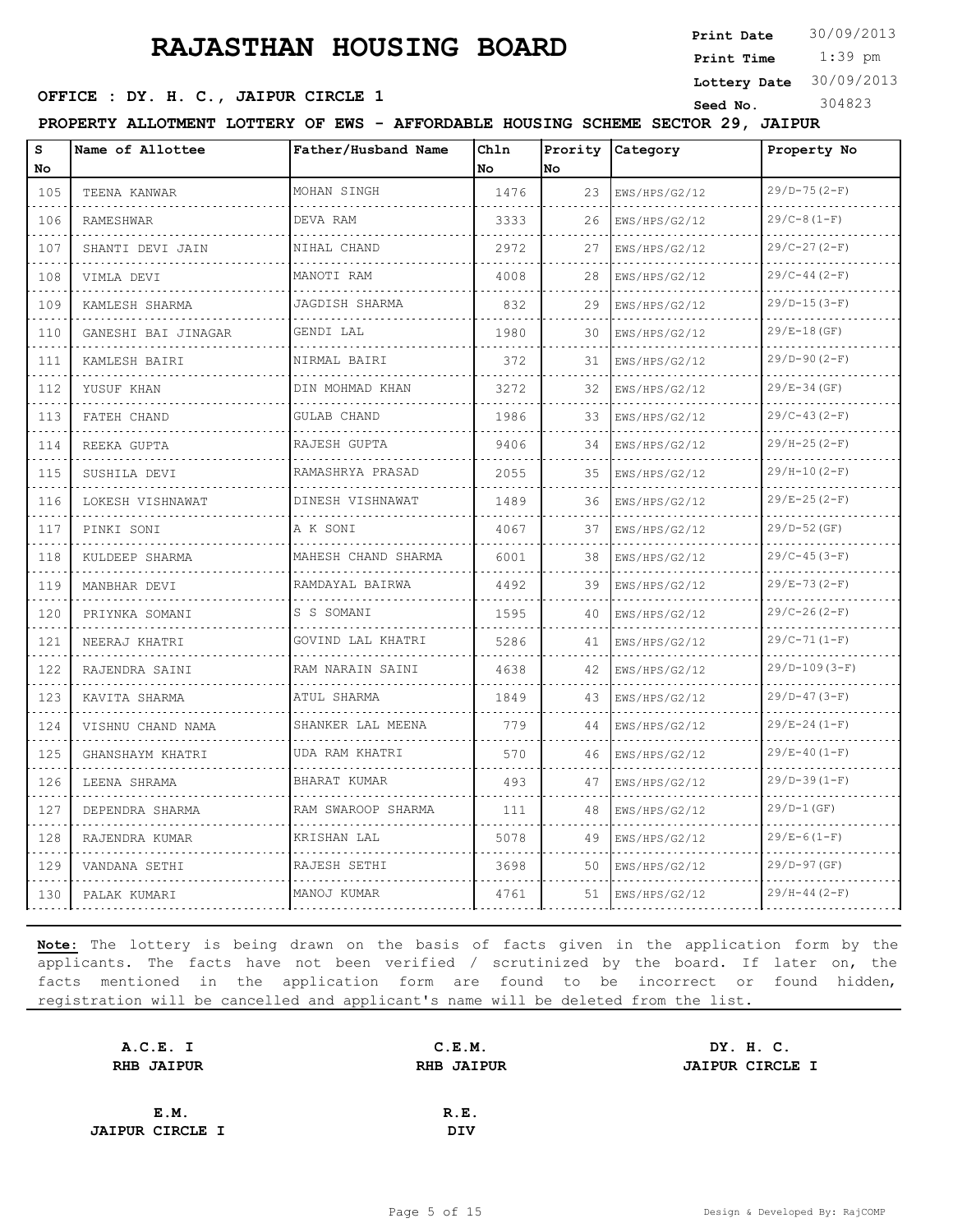# RAJASTHAN HOUSING BOARD

**Print Date** 30/09/2013
**Print Time** 1:39 pm
**Lottery Date** 30/09/2013
**Seed No.** 304823

**OFFICE : DY. H. C., JAIPUR CIRCLE 1**

**PROPERTY ALLOTMENT LOTTERY OF EWS - AFFORDABLE HOUSING SCHEME SECTOR 29, JAIPUR**

| S No | Name of Allottee | Father/Husband Name | Chln No | Prority No | Category | Property No |
|---|---|---|---|---|---|---|
| 105 | TEENA KANWAR | MOHAN SINGH | 1476 | 23 | EWS/HPS/G2/12 | 29/D-75(2-F) |
| 106 | RAMESHWAR | DEVA RAM | 3333 | 26 | EWS/HPS/G2/12 | 29/C-8(1-F) |
| 107 | SHANTI DEVI JAIN | NIHAL CHAND | 2972 | 27 | EWS/HPS/G2/12 | 29/C-27(2-F) |
| 108 | VIMLA DEVI | MANOTI RAM | 4008 | 28 | EWS/HPS/G2/12 | 29/C-44(2-F) |
| 109 | KAMLESH SHARMA | JAGDISH SHARMA | 832 | 29 | EWS/HPS/G2/12 | 29/D-15(3-F) |
| 110 | GANESHI BAI JINAGAR | GENDI LAL | 1980 | 30 | EWS/HPS/G2/12 | 29/E-18(GF) |
| 111 | KAMLESH BAIRI | NIRMAL BAIRI | 372 | 31 | EWS/HPS/G2/12 | 29/D-90(2-F) |
| 112 | YUSUF KHAN | DIN MOHMAD KHAN | 3272 | 32 | EWS/HPS/G2/12 | 29/E-34(GF) |
| 113 | FATEH CHAND | GULAB CHAND | 1986 | 33 | EWS/HPS/G2/12 | 29/C-43(2-F) |
| 114 | REEKA GUPTA | RAJESH GUPTA | 9406 | 34 | EWS/HPS/G2/12 | 29/H-25(2-F) |
| 115 | SUSHILA DEVI | RAMASHRYA PRASAD | 2055 | 35 | EWS/HPS/G2/12 | 29/H-10(2-F) |
| 116 | LOKESH VISHNAWAT | DINESH VISHNAWAT | 1489 | 36 | EWS/HPS/G2/12 | 29/E-25(2-F) |
| 117 | PINKI SONI | A K SONI | 4067 | 37 | EWS/HPS/G2/12 | 29/D-52(GF) |
| 118 | KULDEEP SHARMA | MAHESH CHAND SHARMA | 6001 | 38 | EWS/HPS/G2/12 | 29/C-45(3-F) |
| 119 | MANBHAR DEVI | RAMDAYAL BAIRWA | 4492 | 39 | EWS/HPS/G2/12 | 29/E-73(2-F) |
| 120 | PRIYNKA SOMANI | S S SOMANI | 1595 | 40 | EWS/HPS/G2/12 | 29/C-26(2-F) |
| 121 | NEERAJ KHATRI | GOVIND LAL KHATRI | 5286 | 41 | EWS/HPS/G2/12 | 29/C-71(1-F) |
| 122 | RAJENDRA SAINI | RAM NARAIN SAINI | 4638 | 42 | EWS/HPS/G2/12 | 29/D-109(3-F) |
| 123 | KAVITA SHARMA | ATUL SHARMA | 1849 | 43 | EWS/HPS/G2/12 | 29/D-47(3-F) |
| 124 | VISHNU CHAND NAMA | SHANKER LAL MEENA | 779 | 44 | EWS/HPS/G2/12 | 29/E-24(1-F) |
| 125 | GHANSHAYM KHATRI | UDA RAM KHATRI | 570 | 46 | EWS/HPS/G2/12 | 29/E-40(1-F) |
| 126 | LEENA SHRAMA | BHARAT KUMAR | 493 | 47 | EWS/HPS/G2/12 | 29/D-39(1-F) |
| 127 | DEPENDRA SHARMA | RAM SWAROOP SHARMA | 111 | 48 | EWS/HPS/G2/12 | 29/D-1(GF) |
| 128 | RAJENDRA KUMAR | KRISHAN LAL | 5078 | 49 | EWS/HPS/G2/12 | 29/E-6(1-F) |
| 129 | VANDANA SETHI | RAJESH SETHI | 3698 | 50 | EWS/HPS/G2/12 | 29/D-97(GF) |
| 130 | PALAK KUMARI | MANOJ KUMAR | 4761 | 51 | EWS/HPS/G2/12 | 29/H-44(2-F) |

**Note:** The lottery is being drawn on the basis of facts given in the application form by the applicants. The facts have not been verified / scrutinized by the board. If later on, the facts mentioned in the application form are found to be incorrect or found hidden, registration will be cancelled and applicant's name will be deleted from the list.

**A.C.E. I**
**RHB JAIPUR**

**C.E.M.**
**RHB JAIPUR**

**DY. H. C.**
**JAIPUR CIRCLE I**

**E.M.**
**JAIPUR CIRCLE I**

**R.E.**
**DIV**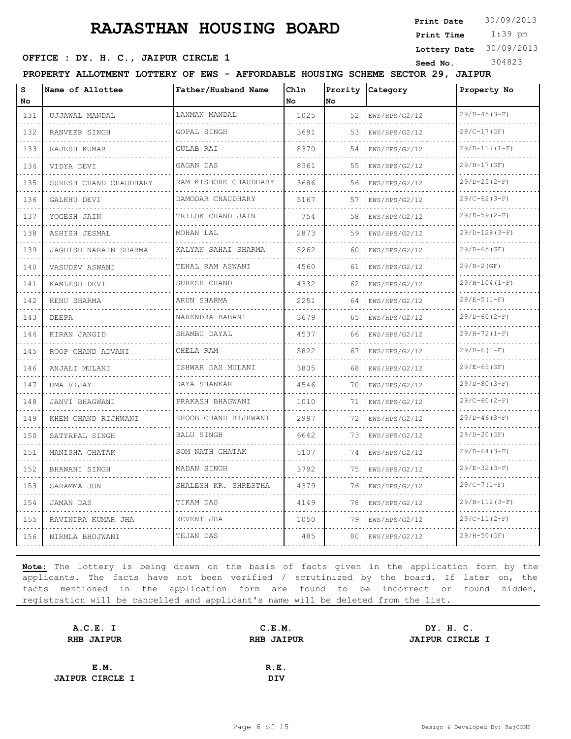# RAJASTHAN HOUSING BOARD

**Print Date** 30/09/2013
**Print Time** 1:39 pm
**Lottery Date** 30/09/2013
**Seed No.** 304823

**OFFICE : DY. H. C., JAIPUR CIRCLE 1**

**PROPERTY ALLOTMENT LOTTERY OF EWS - AFFORDABLE HOUSING SCHEME SECTOR 29, JAIPUR**

| S No | Name of Allottee | Father/Husband Name | Chln No | Prority No | Category | Property No |
|---|---|---|---|---|---|---|
| 131 | UJJAWAL MANDAL | LAXMAN MANDAL | 1025 | 52 | EWS/HPS/G2/12 | 29/H-45(3-F) |
| 132 | RANVEER SINGH | GOPAL SINGH | 3691 | 53 | EWS/HPS/G2/12 | 29/C-17(GF) |
| 133 | RAJESH KUMAR | GULAB RAI | 8370 | 54 | EWS/HPS/G2/12 | 29/D-117(1-F) |
| 134 | VIDYA DEVI | GAGAN DAS | 8361 | 55 | EWS/HPS/G2/12 | 29/H-17(GF) |
| 135 | SURESH CHAND CHAUDHARY | RAM KISHORE CHAUDHARY | 3686 | 56 | EWS/HPS/G2/12 | 29/D-25(2-F) |
| 136 | GALKHU DEVI | DAMODAR CHAUDHARY | 5167 | 57 | EWS/HPS/G2/12 | 29/C-62(3-F) |
| 137 | YOGESH JAIN | TRILOK CHAND JAIN | 754 | 58 | EWS/HPS/G2/12 | 29/D-59(2-F) |
| 138 | ASHISH JESMAL | MOHAN LAL | 2873 | 59 | EWS/HPS/G2/12 | 29/D-128(3-F) |
| 139 | JAGDISH NARAIN SHARMA | KALYAN SAHAI SHARMA | 5262 | 60 | EWS/HPS/G2/12 | 29/D-65(GF) |
| 140 | VASUDEV ASWANI | TEHAL RAM ASWANI | 4560 | 61 | EWS/HPS/G2/12 | 29/H-2(GF) |
| 141 | KAMLESH DEVI | SURESH CHAND | 4332 | 62 | EWS/HPS/G2/12 | 29/H-104(1-F) |
| 142 | RENU SHARMA | ARUN SHARMA | 2251 | 64 | EWS/HPS/G2/12 | 29/E-5(1-F) |
| 143 | DEEPA | NARENDRA BABANI | 3679 | 65 | EWS/HPS/G2/12 | 29/D-60(2-F) |
| 144 | KIRAN JANGID | SHAMBU DAYAL | 4537 | 66 | EWS/HPS/G2/12 | 29/H-72(1-F) |
| 145 | ROOP CHAND ADVANI | CHELA RAM | 5822 | 67 | EWS/HPS/G2/12 | 29/H-6(1-F) |
| 146 | ANJALI MULANI | ISHWAR DAS MULANI | 3805 | 68 | EWS/HPS/G2/12 | 29/E-65(GF) |
| 147 | UMA VIJAY | DAYA SHANKAR | 4546 | 70 | EWS/HPS/G2/12 | 29/D-80(3-F) |
| 148 | JANVI BHAGWANI | PRAKASH BHAGWANI | 1010 | 71 | EWS/HPS/G2/12 | 29/C-60(2-F) |
| 149 | KHEM CHAND RIJHWANI | KHOOB CHAND RIJHWANI | 2997 | 72 | EWS/HPS/G2/12 | 29/D-46(3-F) |
| 150 | SATYAPAL SINGH | BALU SINGH | 6642 | 73 | EWS/HPS/G2/12 | 29/D-20(GF) |
| 151 | MANISHA GHATAK | SOM NATH GHATAK | 5107 | 74 | EWS/HPS/G2/12 | 29/D-64(3-F) |
| 152 | BHAWANI SINGH | MADAN SINGH | 3792 | 75 | EWS/HPS/G2/12 | 29/E-32(3-F) |
| 153 | SARAMMA JON | SHALESH KR. SHRESTHA | 4379 | 76 | EWS/HPS/G2/12 | 29/C-7(1-F) |
| 154 | JAMAN DAS | TIKAM DAS | 4149 | 78 | EWS/HPS/G2/12 | 29/H-112(3-F) |
| 155 | RAVINDRA KUMAR JHA | REVENT JHA | 1050 | 79 | EWS/HPS/G2/12 | 29/C-11(2-F) |
| 156 | NIRMLA BHOJWANI | TEJAN DAS | 485 | 80 | EWS/HPS/G2/12 | 29/H-50(GF) |

**Note:** The lottery is being drawn on the basis of facts given in the application form by the applicants. The facts have not been verified / scrutinized by the board. If later on, the facts mentioned in the application form are found to be incorrect or found hidden, registration will be cancelled and applicant's name will be deleted from the list.

**A.C.E. I**
**RHB JAIPUR**

**C.E.M.**
**RHB JAIPUR**

**DY. H. C.**
**JAIPUR CIRCLE I**

**E.M.**
**JAIPUR CIRCLE I**

**R.E.**
**DIV**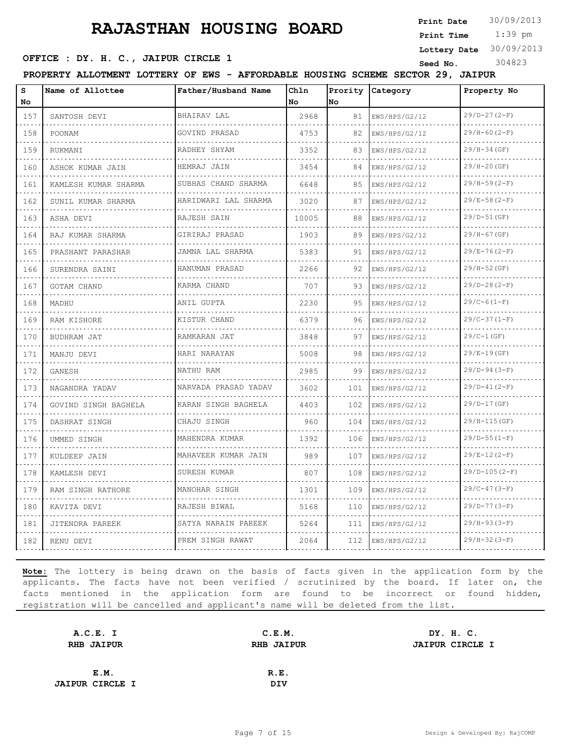# RAJASTHAN HOUSING BOARD

**Print Date** 30/09/2013
**Print Time** 1:39 pm
**Lottery Date** 30/09/2013
**Seed No.** 304823

**OFFICE : DY. H. C., JAIPUR CIRCLE 1**

**PROPERTY ALLOTMENT LOTTERY OF EWS - AFFORDABLE HOUSING SCHEME SECTOR 29, JAIPUR**

| S No | Name of Allottee | Father/Husband Name | Chln No | Prority No | Category | Property No |
|---|---|---|---|---|---|---|
| 157 | SANTOSH DEVI | BHAIRAV LAL | 2968 | 81 | EWS/HPS/G2/12 | 29/D-27(2-F) |
| 158 | POONAM | GOVIND PRASAD | 4753 | 82 | EWS/HPS/G2/12 | 29/H-60(2-F) |
| 159 | RUKMANI | RADHEY SHYAM | 3352 | 83 | EWS/HPS/G2/12 | 29/H-34(GF) |
| 160 | ASHOK KUMAR JAIN | HEMRAJ JAIN | 3454 | 84 | EWS/HPS/G2/12 | 29/H-20(GF) |
| 161 | KAMLESH KUMAR SHARMA | SUBHAS CHAND SHARMA | 6648 | 85 | EWS/HPS/G2/12 | 29/H-59(2-F) |
| 162 | SUNIL KUMAR SHARMA | HARIDWARI LAL SHARMA | 3020 | 87 | EWS/HPS/G2/12 | 29/E-58(2-F) |
| 163 | ASHA DEVI | RAJESH SAIN | 10005 | 88 | EWS/HPS/G2/12 | 29/D-51(GF) |
| 164 | RAJ KUMAR SHARMA | GIRIRAJ PRASAD | 1903 | 89 | EWS/HPS/G2/12 | 29/H-67(GF) |
| 165 | PRASHANT PARASHAR | JAMNA LAL SHARMA | 5383 | 91 | EWS/HPS/G2/12 | 29/E-76(2-F) |
| 166 | SURENDRA SAINI | HANUMAN PRASAD | 2266 | 92 | EWS/HPS/G2/12 | 29/H-52(GF) |
| 167 | GOTAM CHAND | KARMA CHAND | 707 | 93 | EWS/HPS/G2/12 | 29/D-28(2-F) |
| 168 | MADHU | ANIL GUPTA | 2230 | 95 | EWS/HPS/G2/12 | 29/C-6(1-F) |
| 169 | RAM KISHORE | KISTUR CHAND | 6379 | 96 | EWS/HPS/G2/12 | 29/C-37(1-F) |
| 170 | BUDHRAM JAT | RAMKARAN JAT | 3848 | 97 | EWS/HPS/G2/12 | 29/C-1(GF) |
| 171 | MANJU DEVI | HARI NARAYAN | 5008 | 98 | EWS/HPS/G2/12 | 29/E-19(GF) |
| 172 | GANESH | NATHU RAM | 2985 | 99 | EWS/HPS/G2/12 | 29/D-94(3-F) |
| 173 | NAGANDRA YADAV | NARVADA PRASAD YADAV | 3602 | 101 | EWS/HPS/G2/12 | 29/D-41(2-F) |
| 174 | GOVIND SINGH BAGHELA | KARAN SINGH BAGHELA | 4403 | 102 | EWS/HPS/G2/12 | 29/D-17(GF) |
| 175 | DASHRAT SINGH | CHAJU SINGH | 960 | 104 | EWS/HPS/G2/12 | 29/H-115(GF) |
| 176 | UMMED SINGH | MAHENDRA KUMAR | 1392 | 106 | EWS/HPS/G2/12 | 29/D-55(1-F) |
| 177 | KULDEEP JAIN | MAHAVEER KUMAR JAIN | 989 | 107 | EWS/HPS/G2/12 | 29/E-12(2-F) |
| 178 | KAMLESH DEVI | SURESH KUMAR | 807 | 108 | EWS/HPS/G2/12 | 29/D-105(2-F) |
| 179 | RAM SINGH RATHORE | MANOHAR SINGH | 1301 | 109 | EWS/HPS/G2/12 | 29/C-47(3-F) |
| 180 | KAVITA DEVI | RAJESH BIWAL | 5168 | 110 | EWS/HPS/G2/12 | 29/D-77(3-F) |
| 181 | JITENDRA PAREEK | SATYA NARAIN PAREEK | 5264 | 111 | EWS/HPS/G2/12 | 29/H-93(3-F) |
| 182 | RENU DEVI | PREM SINGH RAWAT | 2064 | 112 | EWS/HPS/G2/12 | 29/H-32(3-F) |

**Note:** The lottery is being drawn on the basis of facts given in the application form by the applicants. The facts have not been verified / scrutinized by the board. If later on, the facts mentioned in the application form are found to be incorrect or found hidden, registration will be cancelled and applicant's name will be deleted from the list.

| A.C.E. I<br>RHB JAIPUR | C.E.M.<br>RHB JAIPUR | DY. H. C.<br>JAIPUR CIRCLE I |
|---|---|---|
| E.M.<br>JAIPUR CIRCLE I | R.E.<br>DIV | |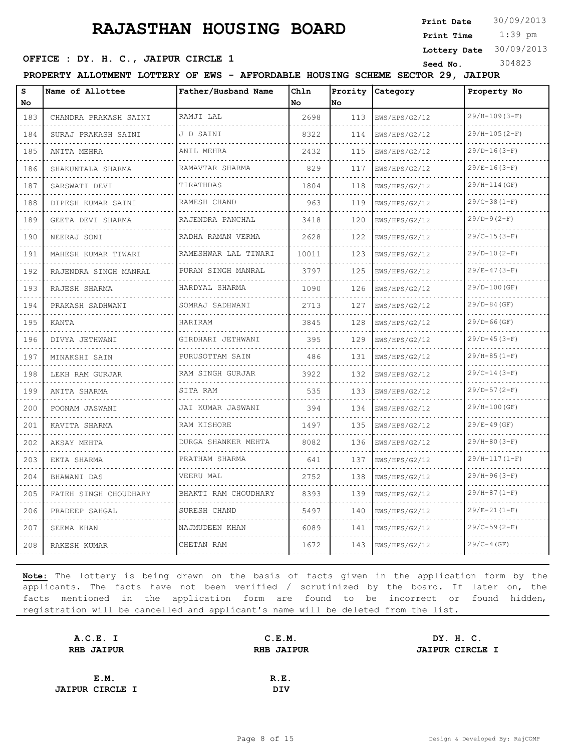# RAJASTHAN HOUSING BOARD

**Print Date** 30/09/2013
**Print Time** 1:39 pm
**Lottery Date** 30/09/2013
**Seed No.** 304823

**OFFICE : DY. H. C., JAIPUR CIRCLE 1**

**PROPERTY ALLOTMENT LOTTERY OF EWS - AFFORDABLE HOUSING SCHEME SECTOR 29, JAIPUR**

| S No | Name of Allottee | Father/Husband Name | Chln No | Prority No | Category | Property No |
|---|---|---|---|---|---|---|
| 183 | CHANDRA PRAKASH SAINI | RAMJI LAL | 2698 | 113 | EWS/HPS/G2/12 | 29/H-109(3-F) |
| 184 | SURAJ PRAKASH SAINI | J D SAINI | 8322 | 114 | EWS/HPS/G2/12 | 29/H-105(2-F) |
| 185 | ANITA MEHRA | ANIL MEHRA | 2432 | 115 | EWS/HPS/G2/12 | 29/D-16(3-F) |
| 186 | SHAKUNTALA SHARMA | RAMAVTAR SHARMA | 829 | 117 | EWS/HPS/G2/12 | 29/E-16(3-F) |
| 187 | SARSWATI DEVI | TIRATHDAS | 1804 | 118 | EWS/HPS/G2/12 | 29/H-114(GF) |
| 188 | DIPESH KUMAR SAINI | RAMESH CHAND | 963 | 119 | EWS/HPS/G2/12 | 29/C-38(1-F) |
| 189 | GEETA DEVI SHARMA | RAJENDRA PANCHAL | 3418 | 120 | EWS/HPS/G2/12 | 29/D-9(2-F) |
| 190 | NEERAJ SONI | RADHA RAMAN VERMA | 2628 | 122 | EWS/HPS/G2/12 | 29/C-15(3-F) |
| 191 | MAHESH KUMAR TIWARI | RAMESHWAR LAL TIWARI | 10011 | 123 | EWS/HPS/G2/12 | 29/D-10(2-F) |
| 192 | RAJENDRA SINGH MANRAL | PURAN SINGH MANRAL | 3797 | 125 | EWS/HPS/G2/12 | 29/E-47(3-F) |
| 193 | RAJESH SHARMA | HARDYAL SHARMA | 1090 | 126 | EWS/HPS/G2/12 | 29/D-100(GF) |
| 194 | PRAKASH SADHWANI | SOMRAJ SADHWANI | 2713 | 127 | EWS/HPS/G2/12 | 29/D-84(GF) |
| 195 | KANTA | HARIRAM | 3845 | 128 | EWS/HPS/G2/12 | 29/D-66(GF) |
| 196 | DIVYA JETHWANI | GIRDHARI JETHWANI | 395 | 129 | EWS/HPS/G2/12 | 29/D-45(3-F) |
| 197 | MINAKSHI SAIN | PURUSOTTAM SAIN | 486 | 131 | EWS/HPS/G2/12 | 29/H-85(1-F) |
| 198 | LEKH RAM GURJAR | RAM SINGH GURJAR | 3922 | 132 | EWS/HPS/G2/12 | 29/C-14(3-F) |
| 199 | ANITA SHARMA | SITA RAM | 535 | 133 | EWS/HPS/G2/12 | 29/D-57(2-F) |
| 200 | POONAM JASWANI | JAI KUMAR JASWANI | 394 | 134 | EWS/HPS/G2/12 | 29/H-100(GF) |
| 201 | KAVITA SHARMA | RAM KISHORE | 1497 | 135 | EWS/HPS/G2/12 | 29/E-49(GF) |
| 202 | AKSAY MEHTA | DURGA SHANKER MEHTA | 8082 | 136 | EWS/HPS/G2/12 | 29/H-80(3-F) |
| 203 | EKTA SHARMA | PRATHAM SHARMA | 641 | 137 | EWS/HPS/G2/12 | 29/H-117(1-F) |
| 204 | BHAWANI DAS | VEERU MAL | 2752 | 138 | EWS/HPS/G2/12 | 29/H-96(3-F) |
| 205 | FATEH SINGH CHOUDHARY | BHAKTI RAM CHOUDHARY | 8393 | 139 | EWS/HPS/G2/12 | 29/H-87(1-F) |
| 206 | PRADEEP SAHGAL | SURESH CHAND | 5497 | 140 | EWS/HPS/G2/12 | 29/E-21(1-F) |
| 207 | SEEMA KHAN | NAJMUDEEN KHAN | 6089 | 141 | EWS/HPS/G2/12 | 29/C-59(2-F) |
| 208 | RAKESH KUMAR | CHETAN RAM | 1672 | 143 | EWS/HPS/G2/12 | 29/C-4(GF) |

**Note:** The lottery is being drawn on the basis of facts given in the application form by the applicants. The facts have not been verified / scrutinized by the board. If later on, the facts mentioned in the application form are found to be incorrect or found hidden, registration will be cancelled and applicant's name will be deleted from the list.

| | | |
|---|---|---|
| **A.C.E. I**<br>**RHB JAIPUR** | **C.E.M.**<br>**RHB JAIPUR** | **DY. H. C.**<br>**JAIPUR CIRCLE I** |
| **E.M.**<br>**JAIPUR CIRCLE I** | **R.E.**<br>**DIV** | |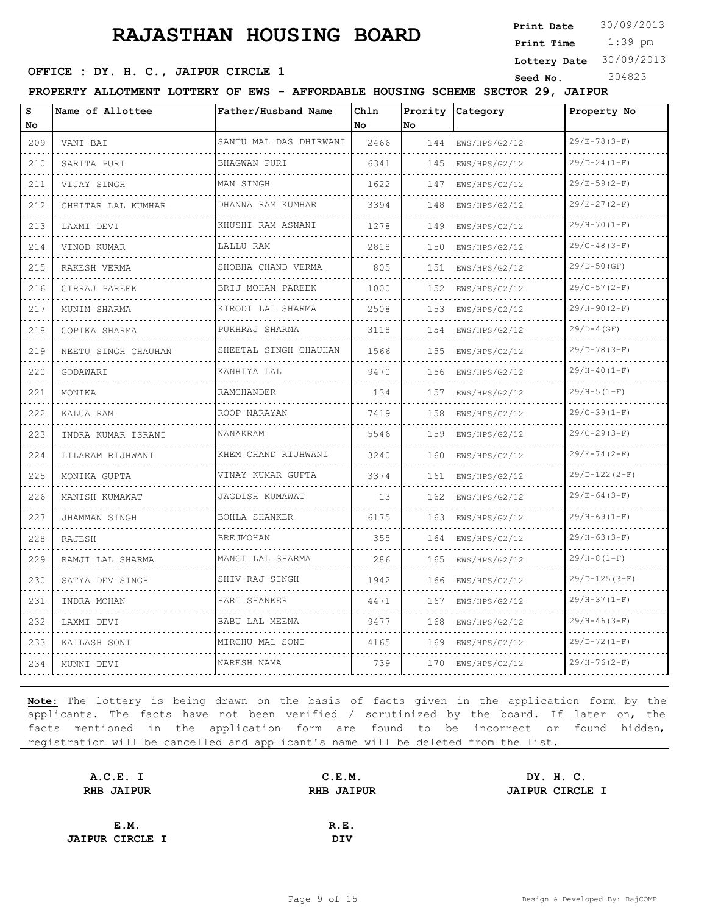# RAJASTHAN HOUSING BOARD

**Print Date** 30/09/2013
**Print Time** 1:39 pm
**Lottery Date** 30/09/2013
**Seed No.** 304823

**OFFICE : DY. H. C., JAIPUR CIRCLE 1**

**PROPERTY ALLOTMENT LOTTERY OF EWS - AFFORDABLE HOUSING SCHEME SECTOR 29, JAIPUR**

| S No | Name of Allottee | Father/Husband Name | Chln No | Prority No | Category | Property No |
|---|---|---|---|---|---|---|
| 209 | VANI BAI | SANTU MAL DAS DHIRWANI | 2466 | 144 | EWS/HPS/G2/12 | 29/E-78(3-F) |
| 210 | SARITA PURI | BHAGWAN PURI | 6341 | 145 | EWS/HPS/G2/12 | 29/D-24(1-F) |
| 211 | VIJAY SINGH | MAN SINGH | 1622 | 147 | EWS/HPS/G2/12 | 29/E-59(2-F) |
| 212 | CHHITAR LAL KUMHAR | DHANNA RAM KUMHAR | 3394 | 148 | EWS/HPS/G2/12 | 29/E-27(2-F) |
| 213 | LAXMI DEVI | KHUSHI RAM ASNANI | 1278 | 149 | EWS/HPS/G2/12 | 29/H-70(1-F) |
| 214 | VINOD KUMAR | LALLU RAM | 2818 | 150 | EWS/HPS/G2/12 | 29/C-48(3-F) |
| 215 | RAKESH VERMA | SHOBHA CHAND VERMA | 805 | 151 | EWS/HPS/G2/12 | 29/D-50(GF) |
| 216 | GIRRAJ PAREEK | BRIJ MOHAN PAREEK | 1000 | 152 | EWS/HPS/G2/12 | 29/C-57(2-F) |
| 217 | MUNIM SHARMA | KIRODI LAL SHARMA | 2508 | 153 | EWS/HPS/G2/12 | 29/H-90(2-F) |
| 218 | GOPIKA SHARMA | PUKHRAJ SHARMA | 3118 | 154 | EWS/HPS/G2/12 | 29/D-4(GF) |
| 219 | NEETU SINGH CHAUHAN | SHEETAL SINGH CHAUHAN | 1566 | 155 | EWS/HPS/G2/12 | 29/D-78(3-F) |
| 220 | GODAWARI | KANHIYA LAL | 9470 | 156 | EWS/HPS/G2/12 | 29/H-40(1-F) |
| 221 | MONIKA | RAMCHANDER | 134 | 157 | EWS/HPS/G2/12 | 29/H-5(1-F) |
| 222 | KALUA RAM | ROOP NARAYAN | 7419 | 158 | EWS/HPS/G2/12 | 29/C-39(1-F) |
| 223 | INDRA KUMAR ISRANI | NANAKRAM | 5546 | 159 | EWS/HPS/G2/12 | 29/C-29(3-F) |
| 224 | LILARAM RIJHWANI | KHEM CHAND RIJHWANI | 3240 | 160 | EWS/HPS/G2/12 | 29/E-74(2-F) |
| 225 | MONIKA GUPTA | VINAY KUMAR GUPTA | 3374 | 161 | EWS/HPS/G2/12 | 29/D-122(2-F) |
| 226 | MANISH KUMAWAT | JAGDISH KUMAWAT | 13 | 162 | EWS/HPS/G2/12 | 29/E-64(3-F) |
| 227 | JHAMMAN SINGH | BOHLA SHANKER | 6175 | 163 | EWS/HPS/G2/12 | 29/H-69(1-F) |
| 228 | RAJESH | BREJMOHAN | 355 | 164 | EWS/HPS/G2/12 | 29/H-63(3-F) |
| 229 | RAMJI LAL SHARMA | MANGI LAL SHARMA | 286 | 165 | EWS/HPS/G2/12 | 29/H-8(1-F) |
| 230 | SATYA DEV SINGH | SHIV RAJ SINGH | 1942 | 166 | EWS/HPS/G2/12 | 29/D-125(3-F) |
| 231 | INDRA MOHAN | HARI SHANKER | 4471 | 167 | EWS/HPS/G2/12 | 29/H-37(1-F) |
| 232 | LAXMI DEVI | BABU LAL MEENA | 9477 | 168 | EWS/HPS/G2/12 | 29/H-46(3-F) |
| 233 | KAILASH SONI | MIRCHU MAL SONI | 4165 | 169 | EWS/HPS/G2/12 | 29/D-72(1-F) |
| 234 | MUNNI DEVI | NARESH NAMA | 739 | 170 | EWS/HPS/G2/12 | 29/H-76(2-F) |

**Note:** The lottery is being drawn on the basis of facts given in the application form by the applicants. The facts have not been verified / scrutinized by the board. If later on, the facts mentioned in the application form are found to be incorrect or found hidden, registration will be cancelled and applicant's name will be deleted from the list.

**A.C.E. I**
**RHB JAIPUR**

**C.E.M.**
**RHB JAIPUR**

**DY. H. C.**
**JAIPUR CIRCLE I**

**E.M.**
**JAIPUR CIRCLE I**

**R.E.**
**DIV**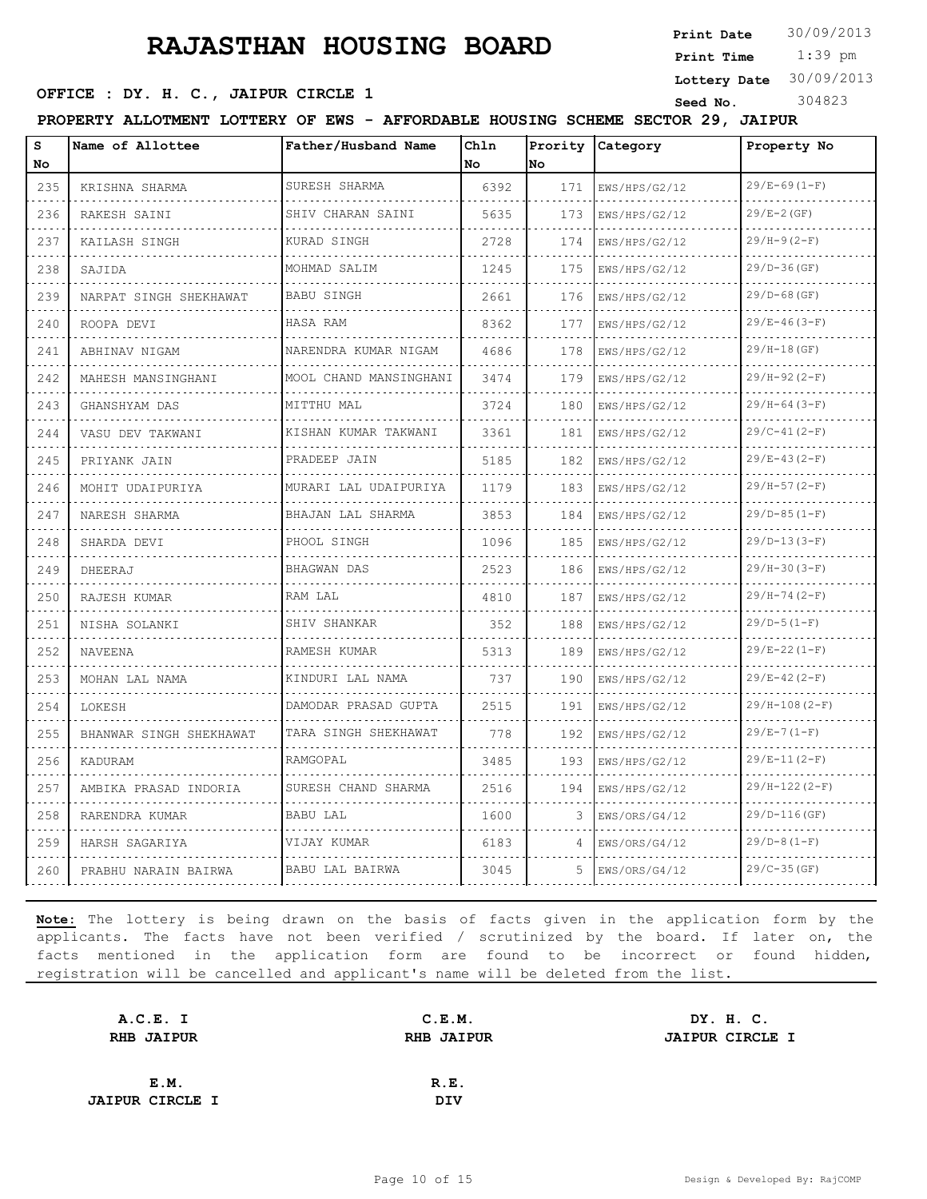# RAJASTHAN HOUSING BOARD

**Print Date** 30/09/2013
**Print Time** 1:39 pm
**Lottery Date** 30/09/2013
**Seed No.** 304823

**OFFICE : DY. H. C., JAIPUR CIRCLE 1**

**PROPERTY ALLOTMENT LOTTERY OF EWS - AFFORDABLE HOUSING SCHEME SECTOR 29, JAIPUR**

| S No | Name of Allottee | Father/Husband Name | Chln No | Prority No | Category | Property No |
|---|---|---|---|---|---|---|
| 235 | KRISHNA SHARMA | SURESH SHARMA | 6392 | 171 | EWS/HPS/G2/12 | 29/E-69(1-F) |
| 236 | RAKESH SAINI | SHIV CHARAN SAINI | 5635 | 173 | EWS/HPS/G2/12 | 29/E-2(GF) |
| 237 | KAILASH SINGH | KURAD SINGH | 2728 | 174 | EWS/HPS/G2/12 | 29/H-9(2-F) |
| 238 | SAJIDA | MOHMAD SALIM | 1245 | 175 | EWS/HPS/G2/12 | 29/D-36(GF) |
| 239 | NARPAT SINGH SHEKHAWAT | BABU SINGH | 2661 | 176 | EWS/HPS/G2/12 | 29/D-68(GF) |
| 240 | ROOPA DEVI | HASA RAM | 8362 | 177 | EWS/HPS/G2/12 | 29/E-46(3-F) |
| 241 | ABHINAV NIGAM | NARENDRA KUMAR NIGAM | 4686 | 178 | EWS/HPS/G2/12 | 29/H-18(GF) |
| 242 | MAHESH MANSINGHANI | MOOL CHAND MANSINGHANI | 3474 | 179 | EWS/HPS/G2/12 | 29/H-92(2-F) |
| 243 | GHANSHYAM DAS | MITTHU MAL | 3724 | 180 | EWS/HPS/G2/12 | 29/H-64(3-F) |
| 244 | VASU DEV TAKWANI | KISHAN KUMAR TAKWANI | 3361 | 181 | EWS/HPS/G2/12 | 29/C-41(2-F) |
| 245 | PRIYANK JAIN | PRADEEP JAIN | 5185 | 182 | EWS/HPS/G2/12 | 29/E-43(2-F) |
| 246 | MOHIT UDAIPURIYA | MURARI LAL UDAIPURIYA | 1179 | 183 | EWS/HPS/G2/12 | 29/H-57(2-F) |
| 247 | NARESH SHARMA | BHAJAN LAL SHARMA | 3853 | 184 | EWS/HPS/G2/12 | 29/D-85(1-F) |
| 248 | SHARDA DEVI | PHOOL SINGH | 1096 | 185 | EWS/HPS/G2/12 | 29/D-13(3-F) |
| 249 | DHEERAJ | BHAGWAN DAS | 2523 | 186 | EWS/HPS/G2/12 | 29/H-30(3-F) |
| 250 | RAJESH KUMAR | RAM LAL | 4810 | 187 | EWS/HPS/G2/12 | 29/H-74(2-F) |
| 251 | NISHA SOLANKI | SHIV SHANKAR | 352 | 188 | EWS/HPS/G2/12 | 29/D-5(1-F) |
| 252 | NAVEENA | RAMESH KUMAR | 5313 | 189 | EWS/HPS/G2/12 | 29/E-22(1-F) |
| 253 | MOHAN LAL NAMA | KINDURI LAL NAMA | 737 | 190 | EWS/HPS/G2/12 | 29/E-42(2-F) |
| 254 | LOKESH | DAMODAR PRASAD GUPTA | 2515 | 191 | EWS/HPS/G2/12 | 29/H-108(2-F) |
| 255 | BHANWAR SINGH SHEKHAWAT | TARA SINGH SHEKHAWAT | 778 | 192 | EWS/HPS/G2/12 | 29/E-7(1-F) |
| 256 | KADURAM | RAMGOPAL | 3485 | 193 | EWS/HPS/G2/12 | 29/E-11(2-F) |
| 257 | AMBIKA PRASAD INDORIA | SURESH CHAND SHARMA | 2516 | 194 | EWS/HPS/G2/12 | 29/H-122(2-F) |
| 258 | RARENDRA KUMAR | BABU LAL | 1600 | 3 | EWS/ORS/G4/12 | 29/D-116(GF) |
| 259 | HARSH SAGARIYA | VIJAY KUMAR | 6183 | 4 | EWS/ORS/G4/12 | 29/D-8(1-F) |
| 260 | PRABHU NARAIN BAIRWA | BABU LAL BAIRWA | 3045 | 5 | EWS/ORS/G4/12 | 29/C-35(GF) |

**Note:** The lottery is being drawn on the basis of facts given in the application form by the applicants. The facts have not been verified / scrutinized by the board. If later on, the facts mentioned in the application form are found to be incorrect or found hidden, registration will be cancelled and applicant's name will be deleted from the list.

| A.C.E. I | C.E.M. | DY. H. C. |
|---|---|---|
| RHB JAIPUR | RHB JAIPUR | JAIPUR CIRCLE I |

| E.M. | R.E. |
|---|---|
| JAIPUR CIRCLE I | DIV |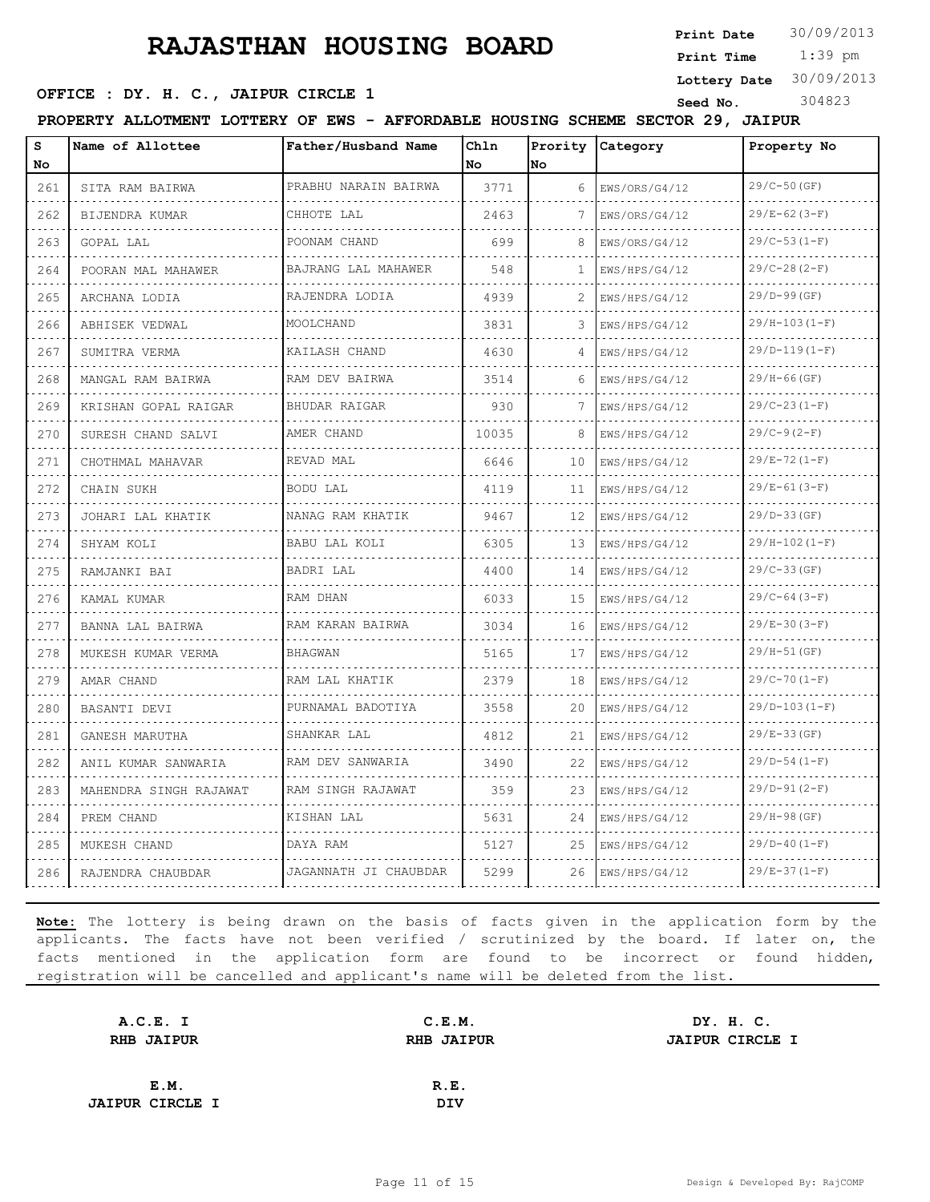# RAJASTHAN HOUSING BOARD

**Print Date** 30/09/2013
**Print Time** 1:39 pm
**Lottery Date** 30/09/2013
**Seed No.** 304823

**OFFICE : DY. H. C., JAIPUR CIRCLE 1**

**PROPERTY ALLOTMENT LOTTERY OF EWS - AFFORDABLE HOUSING SCHEME SECTOR 29, JAIPUR**

| S No | Name of Allottee | Father/Husband Name | Chln No | Prority No | Category | Property No |
|---|---|---|---|---|---|---|
| 261 | SITA RAM BAIRWA | PRABHU NARAIN BAIRWA | 3771 | 6 | EWS/ORS/G4/12 | 29/C-50(GF) |
| 262 | BIJENDRA KUMAR | CHHOTE LAL | 2463 | 7 | EWS/ORS/G4/12 | 29/E-62(3-F) |
| 263 | GOPAL LAL | POONAM CHAND | 699 | 8 | EWS/ORS/G4/12 | 29/C-53(1-F) |
| 264 | POORAN MAL MAHAWER | BAJRANG LAL MAHAWER | 548 | 1 | EWS/HPS/G4/12 | 29/C-28(2-F) |
| 265 | ARCHANA LODIA | RAJENDRA LODIA | 4939 | 2 | EWS/HPS/G4/12 | 29/D-99(GF) |
| 266 | ABHISEK VEDWAL | MOOLCHAND | 3831 | 3 | EWS/HPS/G4/12 | 29/H-103(1-F) |
| 267 | SUMITRA VERMA | KAILASH CHAND | 4630 | 4 | EWS/HPS/G4/12 | 29/D-119(1-F) |
| 268 | MANGAL RAM BAIRWA | RAM DEV BAIRWA | 3514 | 6 | EWS/HPS/G4/12 | 29/H-66(GF) |
| 269 | KRISHAN GOPAL RAIGAR | BHUDAR RAIGAR | 930 | 7 | EWS/HPS/G4/12 | 29/C-23(1-F) |
| 270 | SURESH CHAND SALVI | AMER CHAND | 10035 | 8 | EWS/HPS/G4/12 | 29/C-9(2-F) |
| 271 | CHOTHMAL MAHAVAR | REVAD MAL | 6646 | 10 | EWS/HPS/G4/12 | 29/E-72(1-F) |
| 272 | CHAIN SUKH | BODU LAL | 4119 | 11 | EWS/HPS/G4/12 | 29/E-61(3-F) |
| 273 | JOHARI LAL KHATIK | NANAG RAM KHATIK | 9467 | 12 | EWS/HPS/G4/12 | 29/D-33(GF) |
| 274 | SHYAM KOLI | BABU LAL KOLI | 6305 | 13 | EWS/HPS/G4/12 | 29/H-102(1-F) |
| 275 | RAMJANKI BAI | BADRI LAL | 4400 | 14 | EWS/HPS/G4/12 | 29/C-33(GF) |
| 276 | KAMAL KUMAR | RAM DHAN | 6033 | 15 | EWS/HPS/G4/12 | 29/C-64(3-F) |
| 277 | BANNA LAL BAIRWA | RAM KARAN BAIRWA | 3034 | 16 | EWS/HPS/G4/12 | 29/E-30(3-F) |
| 278 | MUKESH KUMAR VERMA | BHAGWAN | 5165 | 17 | EWS/HPS/G4/12 | 29/H-51(GF) |
| 279 | AMAR CHAND | RAM LAL KHATIK | 2379 | 18 | EWS/HPS/G4/12 | 29/C-70(1-F) |
| 280 | BASANTI DEVI | PURNAMAL BADOTIYA | 3558 | 20 | EWS/HPS/G4/12 | 29/D-103(1-F) |
| 281 | GANESH MARUTHA | SHANKAR LAL | 4812 | 21 | EWS/HPS/G4/12 | 29/E-33(GF) |
| 282 | ANIL KUMAR SANWARIA | RAM DEV SANWARIA | 3490 | 22 | EWS/HPS/G4/12 | 29/D-54(1-F) |
| 283 | MAHENDRA SINGH RAJAWAT | RAM SINGH RAJAWAT | 359 | 23 | EWS/HPS/G4/12 | 29/D-91(2-F) |
| 284 | PREM CHAND | KISHAN LAL | 5631 | 24 | EWS/HPS/G4/12 | 29/H-98(GF) |
| 285 | MUKESH CHAND | DAYA RAM | 5127 | 25 | EWS/HPS/G4/12 | 29/D-40(1-F) |
| 286 | RAJENDRA CHAUBDAR | JAGANNATH JI CHAUBDAR | 5299 | 26 | EWS/HPS/G4/12 | 29/E-37(1-F) |

**Note:** The lottery is being drawn on the basis of facts given in the application form by the applicants. The facts have not been verified / scrutinized by the board. If later on, the facts mentioned in the application form are found to be incorrect or found hidden, registration will be cancelled and applicant's name will be deleted from the list.

**A.C.E. I**
**RHB JAIPUR**

**C.E.M.**
**RHB JAIPUR**

**DY. H. C.**
**JAIPUR CIRCLE I**

**E.M.**
**JAIPUR CIRCLE I**

**R.E.**
**DIV**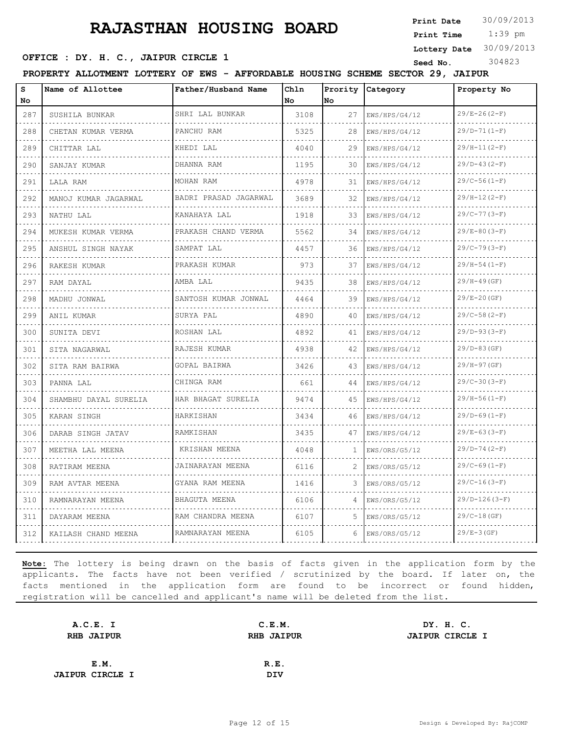# RAJASTHAN HOUSING BOARD

**Print Date** 30/09/2013
**Print Time** 1:39 pm
**Lottery Date** 30/09/2013
**Seed No.** 304823

**OFFICE : DY. H. C., JAIPUR CIRCLE 1**

**PROPERTY ALLOTMENT LOTTERY OF EWS - AFFORDABLE HOUSING SCHEME SECTOR 29, JAIPUR**

| S No | Name of Allottee | Father/Husband Name | Chln No | Prority No | Category | Property No |
|---|---|---|---|---|---|---|
| 287 | SUSHILA BUNKAR | SHRI LAL BUNKAR | 3108 | 27 | EWS/HPS/G4/12 | 29/E-26(2-F) |
| 288 | CHETAN KUMAR VERMA | PANCHU RAM | 5325 | 28 | EWS/HPS/G4/12 | 29/D-71(1-F) |
| 289 | CHITTAR LAL | KHEDI LAL | 4040 | 29 | EWS/HPS/G4/12 | 29/H-11(2-F) |
| 290 | SANJAY KUMAR | DHANNA RAM | 1195 | 30 | EWS/HPS/G4/12 | 29/D-43(2-F) |
| 291 | LALA RAM | MOHAN RAM | 4978 | 31 | EWS/HPS/G4/12 | 29/C-56(1-F) |
| 292 | MANOJ KUMAR JAGARWAL | BADRI PRASAD JAGARWAL | 3689 | 32 | EWS/HPS/G4/12 | 29/H-12(2-F) |
| 293 | NATHU LAL | KANAHAYA LAL | 1918 | 33 | EWS/HPS/G4/12 | 29/C-77(3-F) |
| 294 | MUKESH KUMAR VERMA | PRAKASH CHAND VERMA | 5562 | 34 | EWS/HPS/G4/12 | 29/E-80(3-F) |
| 295 | ANSHUL SINGH NAYAK | SAMPAT LAL | 4457 | 36 | EWS/HPS/G4/12 | 29/C-79(3-F) |
| 296 | RAKESH KUMAR | PRAKASH KUMAR | 973 | 37 | EWS/HPS/G4/12 | 29/H-54(1-F) |
| 297 | RAM DAYAL | AMBA LAL | 9435 | 38 | EWS/HPS/G4/12 | 29/H-49(GF) |
| 298 | MADHU JONWAL | SANTOSH KUMAR JONWAL | 4464 | 39 | EWS/HPS/G4/12 | 29/E-20(GF) |
| 299 | ANIL KUMAR | SURYA PAL | 4890 | 40 | EWS/HPS/G4/12 | 29/C-58(2-F) |
| 300 | SUNITA DEVI | ROSHAN LAL | 4892 | 41 | EWS/HPS/G4/12 | 29/D-93(3-F) |
| 301 | SITA NAGARWAL | RAJESH KUMAR | 4938 | 42 | EWS/HPS/G4/12 | 29/D-83(GF) |
| 302 | SITA RAM BAIRWA | GOPAL BAIRWA | 3426 | 43 | EWS/HPS/G4/12 | 29/H-97(GF) |
| 303 | PANNA LAL | CHINGA RAM | 661 | 44 | EWS/HPS/G4/12 | 29/C-30(3-F) |
| 304 | SHAMBHU DAYAL SURELIA | HAR BHAGAT SURELIA | 9474 | 45 | EWS/HPS/G4/12 | 29/H-56(1-F) |
| 305 | KARAN SINGH | HARKISHAN | 3434 | 46 | EWS/HPS/G4/12 | 29/D-69(1-F) |
| 306 | DARAB SINGH JATAV | RAMKISHAN | 3435 | 47 | EWS/HPS/G4/12 | 29/E-63(3-F) |
| 307 | MEETHA LAL MEENA | KRISHAN MEENA | 4048 | 1 | EWS/ORS/G5/12 | 29/D-74(2-F) |
| 308 | RATIRAM MEENA | JAINARAYAN MEENA | 6116 | 2 | EWS/ORS/G5/12 | 29/C-69(1-F) |
| 309 | RAM AVTAR MEENA | GYANA RAM MEENA | 1416 | 3 | EWS/ORS/G5/12 | 29/C-16(3-F) |
| 310 | RAMNARAYAN MEENA | BHAGUTA MEENA | 6106 | 4 | EWS/ORS/G5/12 | 29/D-126(3-F) |
| 311 | DAYARAM MEENA | RAM CHANDRA MEENA | 6107 | 5 | EWS/ORS/G5/12 | 29/C-18(GF) |
| 312 | KAILASH CHAND MEENA | RAMNARAYAN MEENA | 6105 | 6 | EWS/ORS/G5/12 | 29/E-3(GF) |

**Note:** The lottery is being drawn on the basis of facts given in the application form by the applicants. The facts have not been verified / scrutinized by the board. If later on, the facts mentioned in the application form are found to be incorrect or found hidden, registration will be cancelled and applicant's name will be deleted from the list.

**A.C.E. I**
**RHB JAIPUR**

**C.E.M.**
**RHB JAIPUR**

**DY. H. C.**
**JAIPUR CIRCLE I**

**E.M.**
**JAIPUR CIRCLE I**

**R.E.**
**DIV**

Design & Developed By: RajCOMP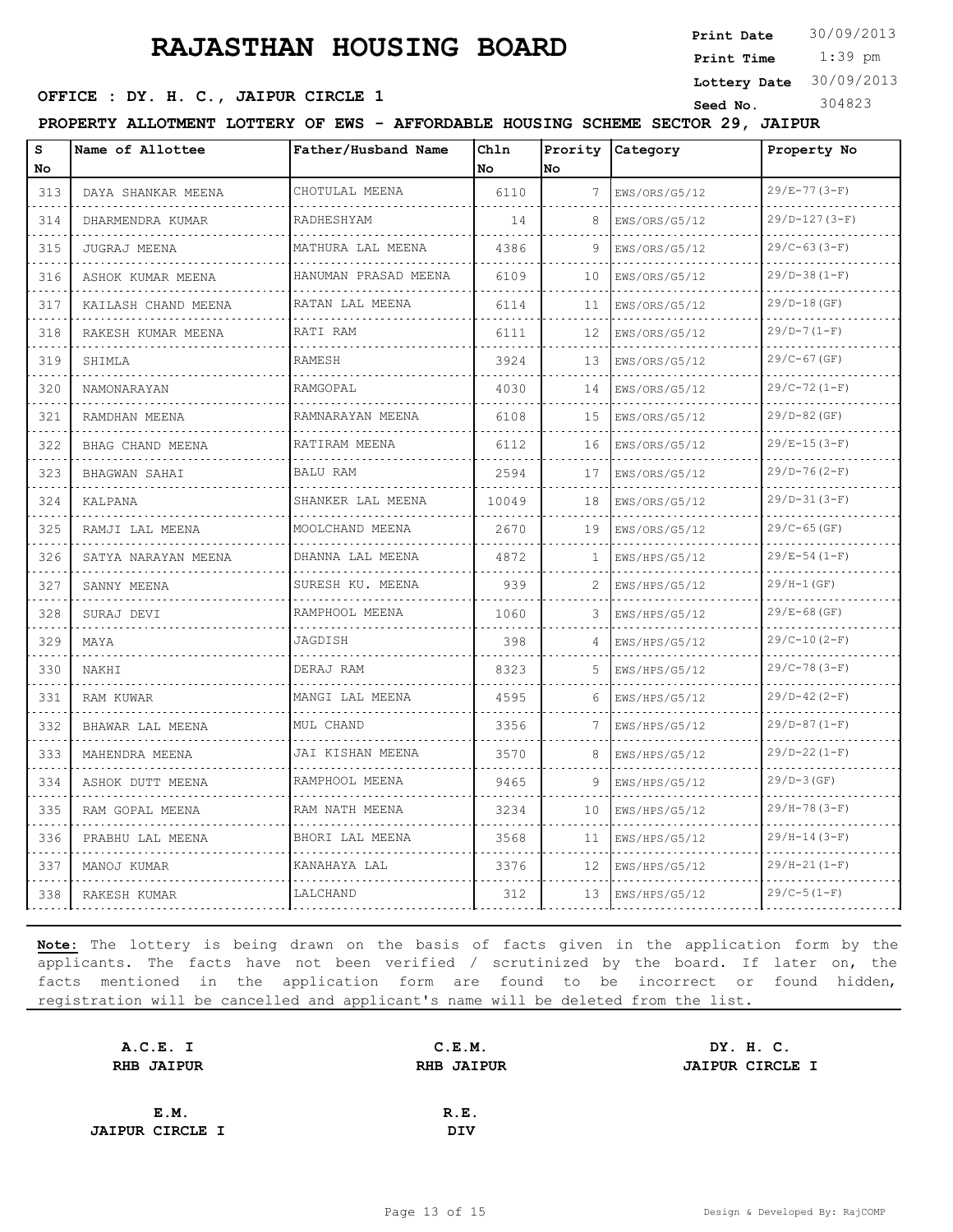# RAJASTHAN HOUSING BOARD

**Print Date** 30/09/2013
**Print Time** 1:39 pm
**Lottery Date** 30/09/2013
**Seed No.** 304823

**OFFICE : DY. H. C., JAIPUR CIRCLE 1**

**PROPERTY ALLOTMENT LOTTERY OF EWS - AFFORDABLE HOUSING SCHEME SECTOR 29, JAIPUR**

| S No | Name of Allottee | Father/Husband Name | Chln No | Prority No | Category | Property No |
|---|---|---|---|---|---|---|
| 313 | DAYA SHANKAR MEENA | CHOTULAL MEENA | 6110 | 7 | EWS/ORS/G5/12 | 29/E-77(3-F) |
| 314 | DHARMENDRA KUMAR | RADHESHYAM | 14 | 8 | EWS/ORS/G5/12 | 29/D-127(3-F) |
| 315 | JUGRAJ MEENA | MATHURA LAL MEENA | 4386 | 9 | EWS/ORS/G5/12 | 29/C-63(3-F) |
| 316 | ASHOK KUMAR MEENA | HANUMAN PRASAD MEENA | 6109 | 10 | EWS/ORS/G5/12 | 29/D-38(1-F) |
| 317 | KAILASH CHAND MEENA | RATAN LAL MEENA | 6114 | 11 | EWS/ORS/G5/12 | 29/D-18(GF) |
| 318 | RAKESH KUMAR MEENA | RATI RAM | 6111 | 12 | EWS/ORS/G5/12 | 29/D-7(1-F) |
| 319 | SHIMLA | RAMESH | 3924 | 13 | EWS/ORS/G5/12 | 29/C-67(GF) |
| 320 | NAMONARAYAN | RAMGOPAL | 4030 | 14 | EWS/ORS/G5/12 | 29/C-72(1-F) |
| 321 | RAMDHAN MEENA | RAMNARAYAN MEENA | 6108 | 15 | EWS/ORS/G5/12 | 29/D-82(GF) |
| 322 | BHAG CHAND MEENA | RATIRAM MEENA | 6112 | 16 | EWS/ORS/G5/12 | 29/E-15(3-F) |
| 323 | BHAGWAN SAHAI | BALU RAM | 2594 | 17 | EWS/ORS/G5/12 | 29/D-76(2-F) |
| 324 | KALPANA | SHANKER LAL MEENA | 10049 | 18 | EWS/ORS/G5/12 | 29/D-31(3-F) |
| 325 | RAMJI LAL MEENA | MOOLCHAND MEENA | 2670 | 19 | EWS/ORS/G5/12 | 29/C-65(GF) |
| 326 | SATYA NARAYAN MEENA | DHANNA LAL MEENA | 4872 | 1 | EWS/HPS/G5/12 | 29/E-54(1-F) |
| 327 | SANNY MEENA | SURESH KU. MEENA | 939 | 2 | EWS/HPS/G5/12 | 29/H-1(GF) |
| 328 | SURAJ DEVI | RAMPHOOL MEENA | 1060 | 3 | EWS/HPS/G5/12 | 29/E-68(GF) |
| 329 | MAYA | JAGDISH | 398 | 4 | EWS/HPS/G5/12 | 29/C-10(2-F) |
| 330 | NAKHI | DERAJ RAM | 8323 | 5 | EWS/HPS/G5/12 | 29/C-78(3-F) |
| 331 | RAM KUWAR | MANGI LAL MEENA | 4595 | 6 | EWS/HPS/G5/12 | 29/D-42(2-F) |
| 332 | BHAWAR LAL MEENA | MUL CHAND | 3356 | 7 | EWS/HPS/G5/12 | 29/D-87(1-F) |
| 333 | MAHENDRA MEENA | JAI KISHAN MEENA | 3570 | 8 | EWS/HPS/G5/12 | 29/D-22(1-F) |
| 334 | ASHOK DUTT MEENA | RAMPHOOL MEENA | 9465 | 9 | EWS/HPS/G5/12 | 29/D-3(GF) |
| 335 | RAM GOPAL MEENA | RAM NATH MEENA | 3234 | 10 | EWS/HPS/G5/12 | 29/H-78(3-F) |
| 336 | PRABHU LAL MEENA | BHORI LAL MEENA | 3568 | 11 | EWS/HPS/G5/12 | 29/H-14(3-F) |
| 337 | MANOJ KUMAR | KANAHAYA LAL | 3376 | 12 | EWS/HPS/G5/12 | 29/H-21(1-F) |
| 338 | RAKESH KUMAR | LALCHAND | 312 | 13 | EWS/HPS/G5/12 | 29/C-5(1-F) |

**Note:** The lottery is being drawn on the basis of facts given in the application form by the applicants. The facts have not been verified / scrutinized by the board. If later on, the facts mentioned in the application form are found to be incorrect or found hidden, registration will be cancelled and applicant's name will be deleted from the list.

**A.C.E. I**
**RHB JAIPUR**

**C.E.M.**
**RHB JAIPUR**

**DY. H. C.**
**JAIPUR CIRCLE I**

**E.M.**
**JAIPUR CIRCLE I**

**R.E.**
**DIV**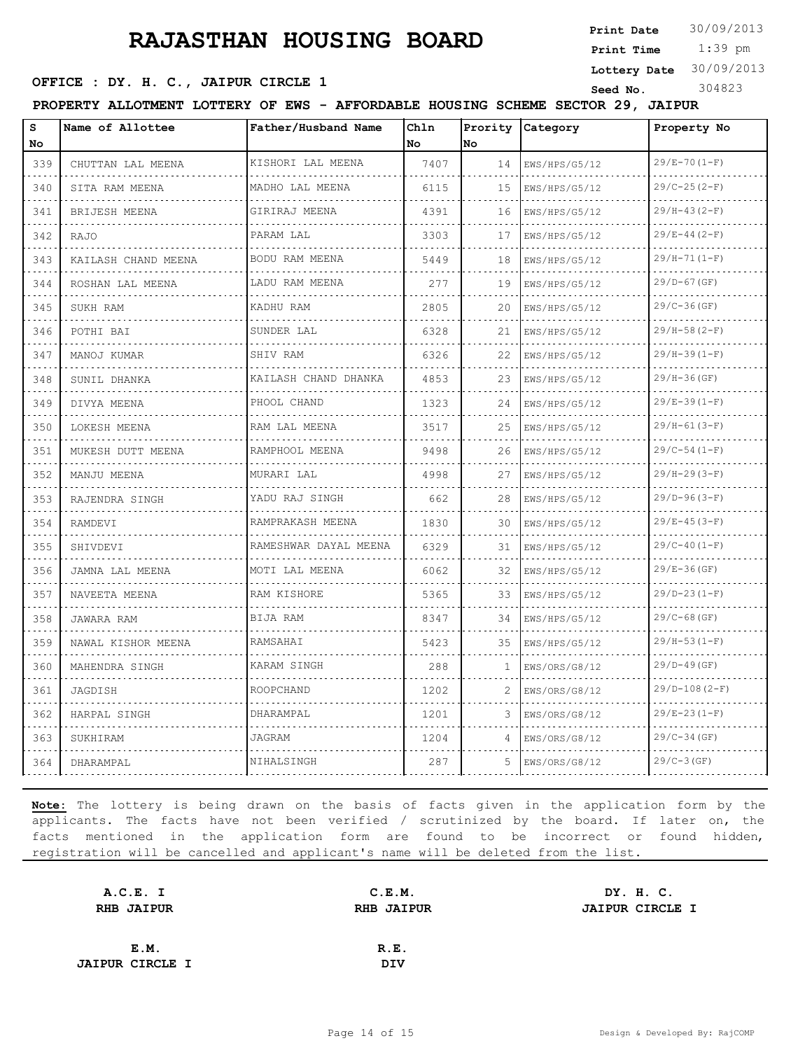# RAJASTHAN HOUSING BOARD

**Print Date** 30/09/2013
**Print Time** 1:39 pm
**Lottery Date** 30/09/2013
**Seed No.** 304823

**OFFICE : DY. H. C., JAIPUR CIRCLE 1**

**PROPERTY ALLOTMENT LOTTERY OF EWS - AFFORDABLE HOUSING SCHEME SECTOR 29, JAIPUR**

| S No | Name of Allottee | Father/Husband Name | Chln No | Prority No | Category | Property No |
|---|---|---|---|---|---|---|
| 339 | CHUTTAN LAL MEENA | KISHORI LAL MEENA | 7407 | 14 | EWS/HPS/G5/12 | 29/E-70(1-F) |
| 340 | SITA RAM MEENA | MADHO LAL MEENA | 6115 | 15 | EWS/HPS/G5/12 | 29/C-25(2-F) |
| 341 | BRIJESH MEENA | GIRIRAJ MEENA | 4391 | 16 | EWS/HPS/G5/12 | 29/H-43(2-F) |
| 342 | RAJO | PARAM LAL | 3303 | 17 | EWS/HPS/G5/12 | 29/E-44(2-F) |
| 343 | KAILASH CHAND MEENA | BODU RAM MEENA | 5449 | 18 | EWS/HPS/G5/12 | 29/H-71(1-F) |
| 344 | ROSHAN LAL MEENA | LADU RAM MEENA | 277 | 19 | EWS/HPS/G5/12 | 29/D-67(GF) |
| 345 | SUKH RAM | KADHU RAM | 2805 | 20 | EWS/HPS/G5/12 | 29/C-36(GF) |
| 346 | POTHI BAI | SUNDER LAL | 6328 | 21 | EWS/HPS/G5/12 | 29/H-58(2-F) |
| 347 | MANOJ KUMAR | SHIV RAM | 6326 | 22 | EWS/HPS/G5/12 | 29/H-39(1-F) |
| 348 | SUNIL DHANKA | KAILASH CHAND DHANKA | 4853 | 23 | EWS/HPS/G5/12 | 29/H-36(GF) |
| 349 | DIVYA MEENA | PHOOL CHAND | 1323 | 24 | EWS/HPS/G5/12 | 29/E-39(1-F) |
| 350 | LOKESH MEENA | RAM LAL MEENA | 3517 | 25 | EWS/HPS/G5/12 | 29/H-61(3-F) |
| 351 | MUKESH DUTT MEENA | RAMPHOOL MEENA | 9498 | 26 | EWS/HPS/G5/12 | 29/C-54(1-F) |
| 352 | MANJU MEENA | MURARI LAL | 4998 | 27 | EWS/HPS/G5/12 | 29/H-29(3-F) |
| 353 | RAJENDRA SINGH | YADU RAJ SINGH | 662 | 28 | EWS/HPS/G5/12 | 29/D-96(3-F) |
| 354 | RAMDEVI | RAMPRAKASH MEENA | 1830 | 30 | EWS/HPS/G5/12 | 29/E-45(3-F) |
| 355 | SHIVDEVI | RAMESHWAR DAYAL MEENA | 6329 | 31 | EWS/HPS/G5/12 | 29/C-40(1-F) |
| 356 | JAMNA LAL MEENA | MOTI LAL MEENA | 6062 | 32 | EWS/HPS/G5/12 | 29/E-36(GF) |
| 357 | NAVEETA MEENA | RAM KISHORE | 5365 | 33 | EWS/HPS/G5/12 | 29/D-23(1-F) |
| 358 | JAWARA RAM | BIJA RAM | 8347 | 34 | EWS/HPS/G5/12 | 29/C-68(GF) |
| 359 | NAWAL KISHOR MEENA | RAMSAHAI | 5423 | 35 | EWS/HPS/G5/12 | 29/H-53(1-F) |
| 360 | MAHENDRA SINGH | KARAM SINGH | 288 | 1 | EWS/ORS/G8/12 | 29/D-49(GF) |
| 361 | JAGDISH | ROOPCHAND | 1202 | 2 | EWS/ORS/G8/12 | 29/D-108(2-F) |
| 362 | HARPAL SINGH | DHARAMPAL | 1201 | 3 | EWS/ORS/G8/12 | 29/E-23(1-F) |
| 363 | SUKHIRAM | JAGRAM | 1204 | 4 | EWS/ORS/G8/12 | 29/C-34(GF) |
| 364 | DHARAMPAL | NIHALSINGH | 287 | 5 | EWS/ORS/G8/12 | 29/C-3(GF) |

**Note:** The lottery is being drawn on the basis of facts given in the application form by the applicants. The facts have not been verified / scrutinized by the board. If later on, the facts mentioned in the application form are found to be incorrect or found hidden, registration will be cancelled and applicant's name will be deleted from the list.

**A.C.E. I**
**RHB JAIPUR**

**C.E.M.**
**RHB JAIPUR**

**DY. H. C.**
**JAIPUR CIRCLE I**

**E.M.**
**JAIPUR CIRCLE I**

**R.E.**
**DIV**

Design & Developed By: RajCOMP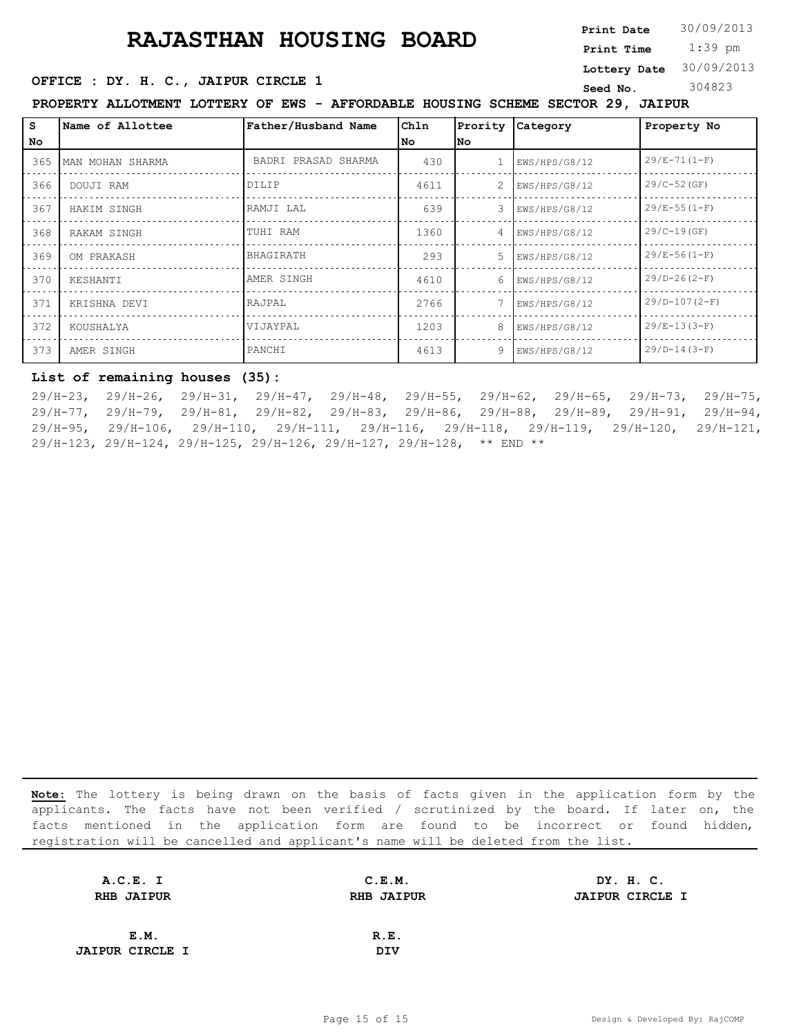# RAJASTHAN HOUSING BOARD

**Print Date** 30/09/2013
**Print Time** 1:39 pm
**Lottery Date** 30/09/2013
**Seed No.** 304823

**OFFICE : DY. H. C., JAIPUR CIRCLE 1**

**PROPERTY ALLOTMENT LOTTERY OF EWS - AFFORDABLE HOUSING SCHEME SECTOR 29, JAIPUR**

| S No | Name of Allottee | Father/Husband Name | Chln No | Prority No | Category | Property No |
|---|---|---|---|---|---|---|
| 365 | MAN MOHAN SHARMA | BADRI PRASAD SHARMA | 430 | 1 | EWS/HPS/G8/12 | 29/E-71(1-F) |
| 366 | DOUJI RAM | DILIP | 4611 | 2 | EWS/HPS/G8/12 | 29/C-52(GF) |
| 367 | HAKIM SINGH | RAMJI LAL | 639 | 3 | EWS/HPS/G8/12 | 29/E-55(1-F) |
| 368 | RAKAM SINGH | TUHI RAM | 1360 | 4 | EWS/HPS/G8/12 | 29/C-19(GF) |
| 369 | OM PRAKASH | BHAGIRATH | 293 | 5 | EWS/HPS/G8/12 | 29/E-56(1-F) |
| 370 | KESHANTI | AMER SINGH | 4610 | 6 | EWS/HPS/G8/12 | 29/D-26(2-F) |
| 371 | KRISHNA DEVI | RAJPAL | 2766 | 7 | EWS/HPS/G8/12 | 29/D-107(2-F) |
| 372 | KOUSHALYA | VIJAYPAL | 1203 | 8 | EWS/HPS/G8/12 | 29/E-13(3-F) |
| 373 | AMER SINGH | PANCHI | 4613 | 9 | EWS/HPS/G8/12 | 29/D-14(3-F) |

**List of remaining houses (35):**

29/H-23, 29/H-26, 29/H-31, 29/H-47, 29/H-48, 29/H-55, 29/H-62, 29/H-65, 29/H-73, 29/H-75, 29/H-77, 29/H-79, 29/H-81, 29/H-82, 29/H-83, 29/H-86, 29/H-88, 29/H-89, 29/H-91, 29/H-94, 29/H-95, 29/H-106, 29/H-110, 29/H-111, 29/H-116, 29/H-118, 29/H-119, 29/H-120, 29/H-121, 29/H-123, 29/H-124, 29/H-125, 29/H-126, 29/H-127, 29/H-128, ** END **

**Note:** The lottery is being drawn on the basis of facts given in the application form by the applicants. The facts have not been verified / scrutinized by the board. If later on, the facts mentioned in the application form are found to be incorrect or found hidden, registration will be cancelled and applicant's name will be deleted from the list.

**A.C.E. I**
**RHB JAIPUR**

**C.E.M.**
**RHB JAIPUR**

**DY. H. C.**
**JAIPUR CIRCLE I**

**E.M.**
**JAIPUR CIRCLE I**

**R.E.**
**DIV**